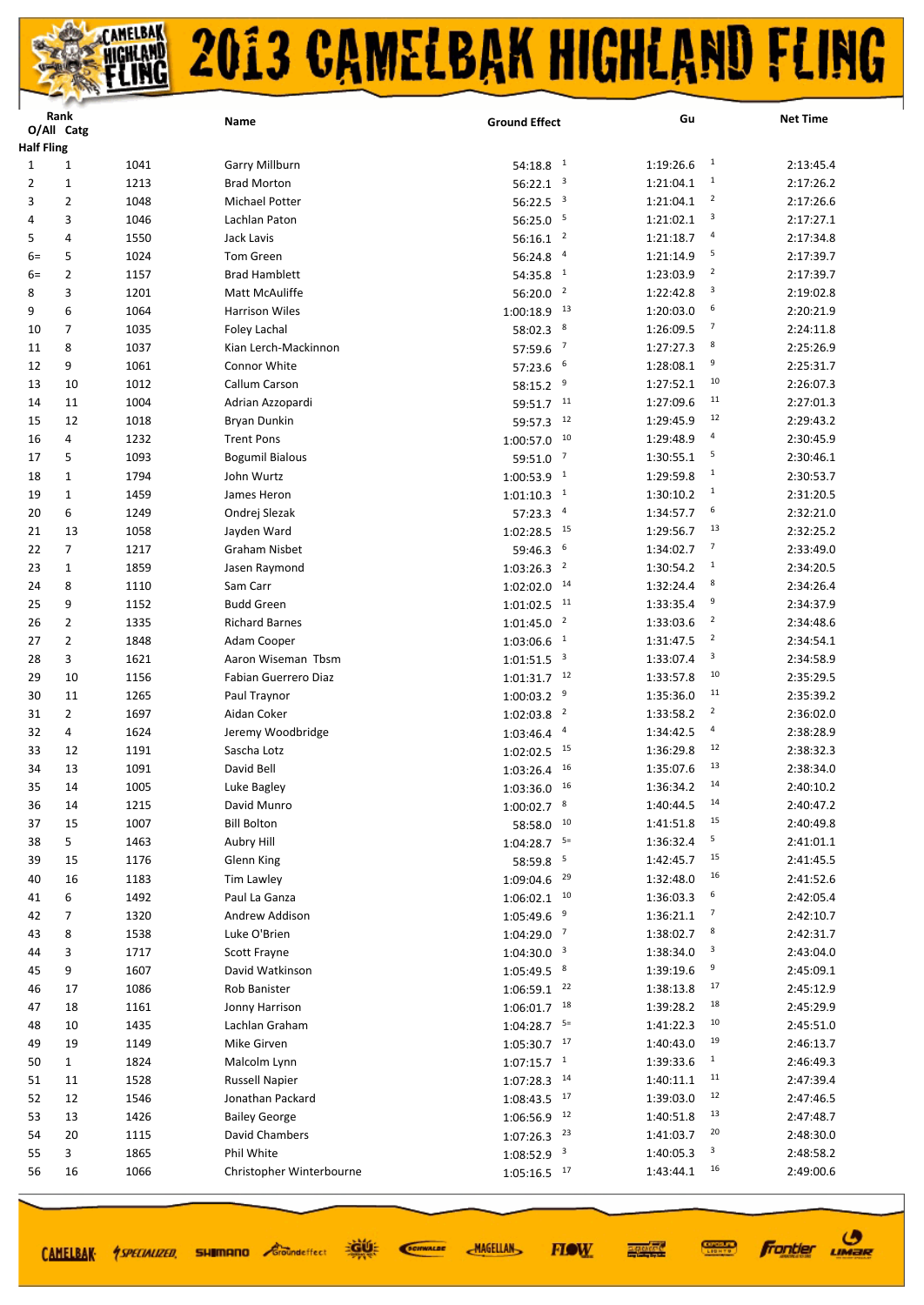# 2013 CAMELBAK HIGHLAND FLING

| Rank O/All | Catg | | Name | Ground Effect | | Gu | | Net Time |
|---|---|---|---|---|---|---|---|---|
| **Half Fling** | | | | | | | | |
| 1 | 1 | 1041 | Garry Millburn | 54:18.8 | 1 | 1:19:26.6 | 1 | 2:13:45.4 |
| 2 | 1 | 1213 | Brad Morton | 56:22.1 | 3 | 1:21:04.1 | 1 | 2:17:26.2 |
| 3 | 2 | 1048 | Michael Potter | 56:22.5 | 3 | 1:21:04.1 | 2 | 2:17:26.6 |
| 4 | 3 | 1046 | Lachlan Paton | 56:25.0 | 5 | 1:21:02.1 | 3 | 2:17:27.1 |
| 5 | 4 | 1550 | Jack Lavis | 56:16.1 | 2 | 1:21:18.7 | 4 | 2:17:34.8 |
| 6= | 5 | 1024 | Tom Green | 56:24.8 | 4 | 1:21:14.9 | 5 | 2:17:39.7 |
| 6= | 2 | 1157 | Brad Hamblett | 54:35.8 | 1 | 1:23:03.9 | 2 | 2:17:39.7 |
| 8 | 3 | 1201 | Matt McAuliffe | 56:20.0 | 2 | 1:22:42.8 | 3 | 2:19:02.8 |
| 9 | 6 | 1064 | Harrison Wiles | 1:00:18.9 | 13 | 1:20:03.0 | 6 | 2:20:21.9 |
| 10 | 7 | 1035 | Foley Lachal | 58:02.3 | 8 | 1:26:09.5 | 7 | 2:24:11.8 |
| 11 | 8 | 1037 | Kian Lerch-Mackinnon | 57:59.6 | 7 | 1:27:27.3 | 8 | 2:25:26.9 |
| 12 | 9 | 1061 | Connor White | 57:23.6 | 6 | 1:28:08.1 | 9 | 2:25:31.7 |
| 13 | 10 | 1012 | Callum Carson | 58:15.2 | 9 | 1:27:52.1 | 10 | 2:26:07.3 |
| 14 | 11 | 1004 | Adrian Azzopardi | 59:51.7 | 11 | 1:27:09.6 | 11 | 2:27:01.3 |
| 15 | 12 | 1018 | Bryan Dunkin | 59:57.3 | 12 | 1:29:45.9 | 12 | 2:29:43.2 |
| 16 | 4 | 1232 | Trent Pons | 1:00:57.0 | 10 | 1:29:48.9 | 4 | 2:30:45.9 |
| 17 | 5 | 1093 | Bogumil Bialous | 59:51.0 | 7 | 1:30:55.1 | 5 | 2:30:46.1 |
| 18 | 1 | 1794 | John Wurtz | 1:00:53.9 | 1 | 1:29:59.8 | 1 | 2:30:53.7 |
| 19 | 1 | 1459 | James Heron | 1:01:10.3 | 1 | 1:30:10.2 | 1 | 2:31:20.5 |
| 20 | 6 | 1249 | Ondrej Slezak | 57:23.3 | 4 | 1:34:57.7 | 6 | 2:32:21.0 |
| 21 | 13 | 1058 | Jayden Ward | 1:02:28.5 | 15 | 1:29:56.7 | 13 | 2:32:25.2 |
| 22 | 7 | 1217 | Graham Nisbet | 59:46.3 | 6 | 1:34:02.7 | 7 | 2:33:49.0 |
| 23 | 1 | 1859 | Jasen Raymond | 1:03:26.3 | 2 | 1:30:54.2 | 1 | 2:34:20.5 |
| 24 | 8 | 1110 | Sam Carr | 1:02:02.0 | 14 | 1:32:24.4 | 8 | 2:34:26.4 |
| 25 | 9 | 1152 | Budd Green | 1:01:02.5 | 11 | 1:33:35.4 | 9 | 2:34:37.9 |
| 26 | 2 | 1335 | Richard Barnes | 1:01:45.0 | 2 | 1:33:03.6 | 2 | 2:34:48.6 |
| 27 | 2 | 1848 | Adam Cooper | 1:03:06.6 | 1 | 1:31:47.5 | 2 | 2:34:54.1 |
| 28 | 3 | 1621 | Aaron Wiseman Tbsm | 1:01:51.5 | 3 | 1:33:07.4 | 3 | 2:34:58.9 |
| 29 | 10 | 1156 | Fabian Guerrero Diaz | 1:01:31.7 | 12 | 1:33:57.8 | 10 | 2:35:29.5 |
| 30 | 11 | 1265 | Paul Traynor | 1:00:03.2 | 9 | 1:35:36.0 | 11 | 2:35:39.2 |
| 31 | 2 | 1697 | Aidan Coker | 1:02:03.8 | 2 | 1:33:58.2 | 2 | 2:36:02.0 |
| 32 | 4 | 1624 | Jeremy Woodbridge | 1:03:46.4 | 4 | 1:34:42.5 | 4 | 2:38:28.9 |
| 33 | 12 | 1191 | Sascha Lotz | 1:02:02.5 | 15 | 1:36:29.8 | 12 | 2:38:32.3 |
| 34 | 13 | 1091 | David Bell | 1:03:26.4 | 16 | 1:35:07.6 | 13 | 2:38:34.0 |
| 35 | 14 | 1005 | Luke Bagley | 1:03:36.0 | 16 | 1:36:34.2 | 14 | 2:40:10.2 |
| 36 | 14 | 1215 | David Munro | 1:00:02.7 | 8 | 1:40:44.5 | 14 | 2:40:47.2 |
| 37 | 15 | 1007 | Bill Bolton | 58:58.0 | 10 | 1:41:51.8 | 15 | 2:40:49.8 |
| 38 | 5 | 1463 | Aubry Hill | 1:04:28.7 | 5= | 1:36:32.4 | 5 | 2:41:01.1 |
| 39 | 15 | 1176 | Glenn King | 58:59.8 | 5 | 1:42:45.7 | 15 | 2:41:45.5 |
| 40 | 16 | 1183 | Tim Lawley | 1:09:04.6 | 29 | 1:32:48.0 | 16 | 2:41:52.6 |
| 41 | 6 | 1492 | Paul La Ganza | 1:06:02.1 | 10 | 1:36:03.3 | 6 | 2:42:05.4 |
| 42 | 7 | 1320 | Andrew Addison | 1:05:49.6 | 9 | 1:36:21.1 | 7 | 2:42:10.7 |
| 43 | 8 | 1538 | Luke O'Brien | 1:04:29.0 | 7 | 1:38:02.7 | 8 | 2:42:31.7 |
| 44 | 3 | 1717 | Scott Frayne | 1:04:30.0 | 3 | 1:38:34.0 | 3 | 2:43:04.0 |
| 45 | 9 | 1607 | David Watkinson | 1:05:49.5 | 8 | 1:39:19.6 | 9 | 2:45:09.1 |
| 46 | 17 | 1086 | Rob Banister | 1:06:59.1 | 22 | 1:38:13.8 | 17 | 2:45:12.9 |
| 47 | 18 | 1161 | Jonny Harrison | 1:06:01.7 | 18 | 1:39:28.2 | 18 | 2:45:29.9 |
| 48 | 10 | 1435 | Lachlan Graham | 1:04:28.7 | 5= | 1:41:22.3 | 10 | 2:45:51.0 |
| 49 | 19 | 1149 | Mike Girven | 1:05:30.7 | 17 | 1:40:43.0 | 19 | 2:46:13.7 |
| 50 | 1 | 1824 | Malcolm Lynn | 1:07:15.7 | 1 | 1:39:33.6 | 1 | 2:46:49.3 |
| 51 | 11 | 1528 | Russell Napier | 1:07:28.3 | 14 | 1:40:11.1 | 11 | 2:47:39.4 |
| 52 | 12 | 1546 | Jonathan Packard | 1:08:43.5 | 17 | 1:39:03.0 | 12 | 2:47:46.5 |
| 53 | 13 | 1426 | Bailey George | 1:06:56.9 | 12 | 1:40:51.8 | 13 | 2:47:48.7 |
| 54 | 20 | 1115 | David Chambers | 1:07:26.3 | 23 | 1:41:03.7 | 20 | 2:48:30.0 |
| 55 | 3 | 1865 | Phil White | 1:08:52.9 | 3 | 1:40:05.3 | 3 | 2:48:58.2 |
| 56 | 16 | 1066 | Christopher Winterbourne | 1:05:16.5 | 17 | 1:43:44.1 | 16 | 2:49:00.6 |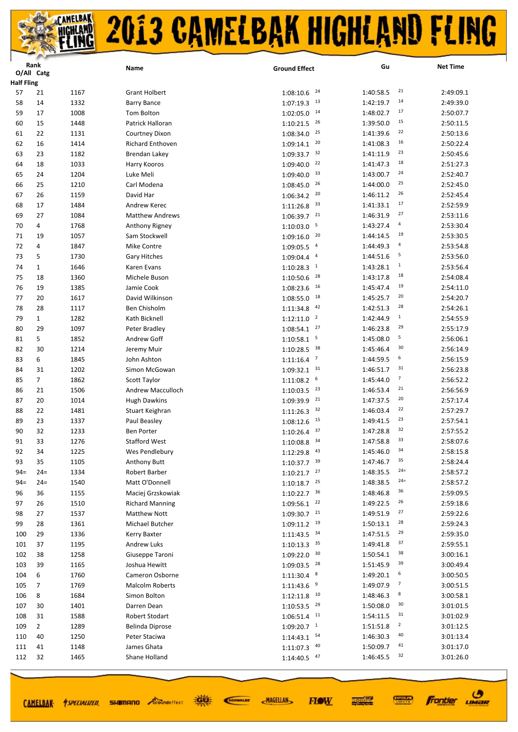# 2013 CAMELBAK HIGHLAND FLING

| Rank O/All | Catg | | Name | Ground Effect | | Gu | | Net Time |
|---|---|---|---|---|---|---|---|---|
| **Half Fling** | | | | | | | | |
| 57 | 21 | 1167 | Grant Holbert | 1:08:10.6 | 24 | 1:40:58.5 | 21 | 2:49:09.1 |
| 58 | 14 | 1332 | Barry Bance | 1:07:19.3 | 13 | 1:42:19.7 | 14 | 2:49:39.0 |
| 59 | 17 | 1008 | Tom Bolton | 1:02:05.0 | 14 | 1:48:02.7 | 17 | 2:50:07.7 |
| 60 | 15 | 1448 | Patrick Halloran | 1:10:21.5 | 26 | 1:39:50.0 | 15 | 2:50:11.5 |
| 61 | 22 | 1131 | Courtney Dixon | 1:08:34.0 | 25 | 1:41:39.6 | 22 | 2:50:13.6 |
| 62 | 16 | 1414 | Richard Enthoven | 1:09:14.1 | 20 | 1:41:08.3 | 16 | 2:50:22.4 |
| 63 | 23 | 1182 | Brendan Lakey | 1:09:33.7 | 32 | 1:41:11.9 | 23 | 2:50:45.6 |
| 64 | 18 | 1033 | Harry Kooros | 1:09:40.0 | 22 | 1:41:47.3 | 18 | 2:51:27.3 |
| 65 | 24 | 1204 | Luke Meli | 1:09:40.0 | 33 | 1:43:00.7 | 24 | 2:52:40.7 |
| 66 | 25 | 1210 | Carl Modena | 1:08:45.0 | 26 | 1:44:00.0 | 25 | 2:52:45.0 |
| 67 | 26 | 1159 | David Har | 1:06:34.2 | 20 | 1:46:11.2 | 26 | 2:52:45.4 |
| 68 | 17 | 1484 | Andrew Kerec | 1:11:26.8 | 33 | 1:41:33.1 | 17 | 2:52:59.9 |
| 69 | 27 | 1084 | Matthew Andrews | 1:06:39.7 | 21 | 1:46:31.9 | 27 | 2:53:11.6 |
| 70 | 4 | 1768 | Anthony Rigney | 1:10:03.0 | 5 | 1:43:27.4 | 4 | 2:53:30.4 |
| 71 | 19 | 1057 | Sam Stockwell | 1:09:16.0 | 20 | 1:44:14.5 | 19 | 2:53:30.5 |
| 72 | 4 | 1847 | Mike Contre | 1:09:05.5 | 4 | 1:44:49.3 | 4 | 2:53:54.8 |
| 73 | 5 | 1730 | Gary Hitches | 1:09:04.4 | 4 | 1:44:51.6 | 5 | 2:53:56.0 |
| 74 | 1 | 1646 | Karen Evans | 1:10:28.3 | 1 | 1:43:28.1 | 1 | 2:53:56.4 |
| 75 | 18 | 1360 | Michele Buson | 1:10:50.6 | 28 | 1:43:17.8 | 18 | 2:54:08.4 |
| 76 | 19 | 1385 | Jamie Cook | 1:08:23.6 | 16 | 1:45:47.4 | 19 | 2:54:11.0 |
| 77 | 20 | 1617 | David Wilkinson | 1:08:55.0 | 18 | 1:45:25.7 | 20 | 2:54:20.7 |
| 78 | 28 | 1117 | Ben Chisholm | 1:11:34.8 | 42 | 1:42:51.3 | 28 | 2:54:26.1 |
| 79 | 1 | 1282 | Kath Bicknell | 1:12:11.0 | 2 | 1:42:44.9 | 1 | 2:54:55.9 |
| 80 | 29 | 1097 | Peter Bradley | 1:08:54.1 | 27 | 1:46:23.8 | 29 | 2:55:17.9 |
| 81 | 5 | 1852 | Andrew Goff | 1:10:58.1 | 5 | 1:45:08.0 | 5 | 2:56:06.1 |
| 82 | 30 | 1214 | Jeremy Muir | 1:10:28.5 | 38 | 1:45:46.4 | 30 | 2:56:14.9 |
| 83 | 6 | 1845 | John Ashton | 1:11:16.4 | 7 | 1:44:59.5 | 6 | 2:56:15.9 |
| 84 | 31 | 1202 | Simon McGowan | 1:09:32.1 | 31 | 1:46:51.7 | 31 | 2:56:23.8 |
| 85 | 7 | 1862 | Scott Taylor | 1:11:08.2 | 6 | 1:45:44.0 | 7 | 2:56:52.2 |
| 86 | 21 | 1506 | Andrew Macculloch | 1:10:03.5 | 23 | 1:46:53.4 | 21 | 2:56:56.9 |
| 87 | 20 | 1014 | Hugh Dawkins | 1:09:39.9 | 21 | 1:47:37.5 | 20 | 2:57:17.4 |
| 88 | 22 | 1481 | Stuart Keighran | 1:11:26.3 | 32 | 1:46:03.4 | 22 | 2:57:29.7 |
| 89 | 23 | 1337 | Paul Beasley | 1:08:12.6 | 15 | 1:49:41.5 | 23 | 2:57:54.1 |
| 90 | 32 | 1233 | Ben Porter | 1:10:26.4 | 37 | 1:47:28.8 | 32 | 2:57:55.2 |
| 91 | 33 | 1276 | Stafford West | 1:10:08.8 | 34 | 1:47:58.8 | 33 | 2:58:07.6 |
| 92 | 34 | 1225 | Wes Pendlebury | 1:12:29.8 | 43 | 1:45:46.0 | 34 | 2:58:15.8 |
| 93 | 35 | 1105 | Anthony Butt | 1:10:37.7 | 39 | 1:47:46.7 | 35 | 2:58:24.4 |
| 94= | 24= | 1334 | Robert Barber | 1:10:21.7 | 27 | 1:48:35.5 | 24= | 2:58:57.2 |
| 94= | 24= | 1540 | Matt O'Donnell | 1:10:18.7 | 25 | 1:48:38.5 | 24= | 2:58:57.2 |
| 96 | 36 | 1155 | Maciej Grzskowiak | 1:10:22.7 | 36 | 1:48:46.8 | 36 | 2:59:09.5 |
| 97 | 26 | 1510 | Richard Manning | 1:09:56.1 | 22 | 1:49:22.5 | 26 | 2:59:18.6 |
| 98 | 27 | 1537 | Matthew Nott | 1:09:30.7 | 21 | 1:49:51.9 | 27 | 2:59:22.6 |
| 99 | 28 | 1361 | Michael Butcher | 1:09:11.2 | 19 | 1:50:13.1 | 28 | 2:59:24.3 |
| 100 | 29 | 1336 | Kerry Baxter | 1:11:43.5 | 34 | 1:47:51.5 | 29 | 2:59:35.0 |
| 101 | 37 | 1195 | Andrew Luks | 1:10:13.3 | 35 | 1:49:41.8 | 37 | 2:59:55.1 |
| 102 | 38 | 1258 | Giuseppe Taroni | 1:09:22.0 | 30 | 1:50:54.1 | 38 | 3:00:16.1 |
| 103 | 39 | 1165 | Joshua Hewitt | 1:09:03.5 | 28 | 1:51:45.9 | 39 | 3:00:49.4 |
| 104 | 6 | 1760 | Cameron Osborne | 1:11:30.4 | 8 | 1:49:20.1 | 6 | 3:00:50.5 |
| 105 | 7 | 1769 | Malcolm Roberts | 1:11:43.6 | 9 | 1:49:07.9 | 7 | 3:00:51.5 |
| 106 | 8 | 1684 | Simon Bolton | 1:12:11.8 | 10 | 1:48:46.3 | 8 | 3:00:58.1 |
| 107 | 30 | 1401 | Darren Dean | 1:10:53.5 | 29 | 1:50:08.0 | 30 | 3:01:01.5 |
| 108 | 31 | 1588 | Robert Stodart | 1:06:51.4 | 11 | 1:54:11.5 | 31 | 3:01:02.9 |
| 109 | 2 | 1289 | Belinda Diprose | 1:09:20.7 | 1 | 1:51:51.8 | 2 | 3:01:12.5 |
| 110 | 40 | 1250 | Peter Staciwa | 1:14:43.1 | 54 | 1:46:30.3 | 40 | 3:01:13.4 |
| 111 | 41 | 1148 | James Ghata | 1:11:07.3 | 40 | 1:50:09.7 | 41 | 3:01:17.0 |
| 112 | 32 | 1465 | Shane Holland | 1:14:40.5 | 47 | 1:46:45.5 | 32 | 3:01:26.0 |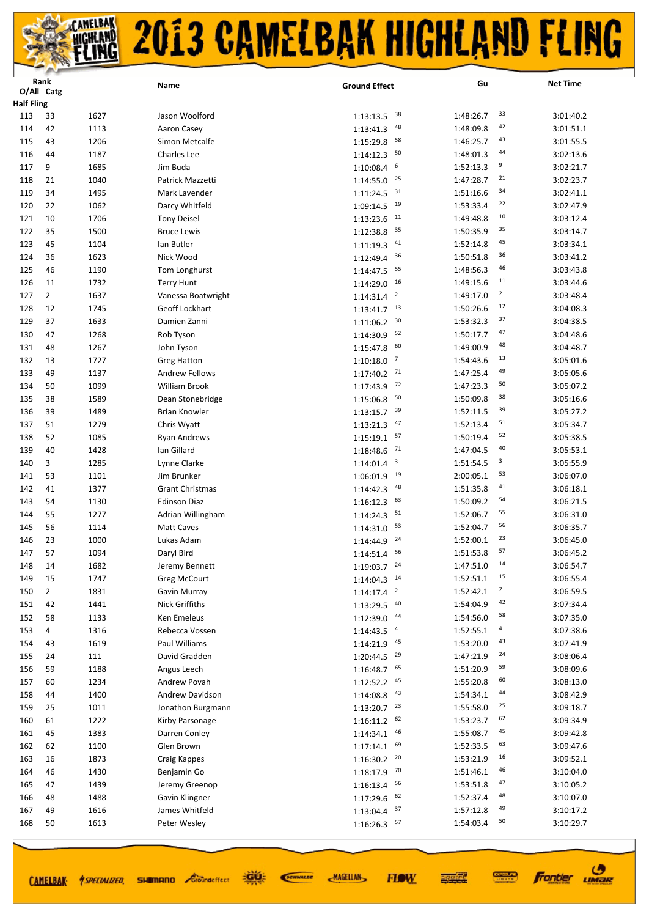# 2013 CAMELBAK HIGHLAND FLING

| Rank O/All | Catg | | Name | Ground Effect | | Gu | | Net Time |
|---|---|---|---|---|---|---|---|---|
| **Half Fling** | | | | | | | | |
| 113 | 33 | 1627 | Jason Woolford | 1:13:13.5 | 38 | 1:48:26.7 | 33 | 3:01:40.2 |
| 114 | 42 | 1113 | Aaron Casey | 1:13:41.3 | 48 | 1:48:09.8 | 42 | 3:01:51.1 |
| 115 | 43 | 1206 | Simon Metcalfe | 1:15:29.8 | 58 | 1:46:25.7 | 43 | 3:01:55.5 |
| 116 | 44 | 1187 | Charles Lee | 1:14:12.3 | 50 | 1:48:01.3 | 44 | 3:02:13.6 |
| 117 | 9 | 1685 | Jim Buda | 1:10:08.4 | 6 | 1:52:13.3 | 9 | 3:02:21.7 |
| 118 | 21 | 1040 | Patrick Mazzetti | 1:14:55.0 | 25 | 1:47:28.7 | 21 | 3:02:23.7 |
| 119 | 34 | 1495 | Mark Lavender | 1:11:24.5 | 31 | 1:51:16.6 | 34 | 3:02:41.1 |
| 120 | 22 | 1062 | Darcy Whitfeld | 1:09:14.5 | 19 | 1:53:33.4 | 22 | 3:02:47.9 |
| 121 | 10 | 1706 | Tony Deisel | 1:13:23.6 | 11 | 1:49:48.8 | 10 | 3:03:12.4 |
| 122 | 35 | 1500 | Bruce Lewis | 1:12:38.8 | 35 | 1:50:35.9 | 35 | 3:03:14.7 |
| 123 | 45 | 1104 | Ian Butler | 1:11:19.3 | 41 | 1:52:14.8 | 45 | 3:03:34.1 |
| 124 | 36 | 1623 | Nick Wood | 1:12:49.4 | 36 | 1:50:51.8 | 36 | 3:03:41.2 |
| 125 | 46 | 1190 | Tom Longhurst | 1:14:47.5 | 55 | 1:48:56.3 | 46 | 3:03:43.8 |
| 126 | 11 | 1732 | Terry Hunt | 1:14:29.0 | 16 | 1:49:15.6 | 11 | 3:03:44.6 |
| 127 | 2 | 1637 | Vanessa Boatwright | 1:14:31.4 | 2 | 1:49:17.0 | 2 | 3:03:48.4 |
| 128 | 12 | 1745 | Geoff Lockhart | 1:13:41.7 | 13 | 1:50:26.6 | 12 | 3:04:08.3 |
| 129 | 37 | 1633 | Damien Zanni | 1:11:06.2 | 30 | 1:53:32.3 | 37 | 3:04:38.5 |
| 130 | 47 | 1268 | Rob Tyson | 1:14:30.9 | 52 | 1:50:17.7 | 47 | 3:04:48.6 |
| 131 | 48 | 1267 | John Tyson | 1:15:47.8 | 60 | 1:49:00.9 | 48 | 3:04:48.7 |
| 132 | 13 | 1727 | Greg Hatton | 1:10:18.0 | 7 | 1:54:43.6 | 13 | 3:05:01.6 |
| 133 | 49 | 1137 | Andrew Fellows | 1:17:40.2 | 71 | 1:47:25.4 | 49 | 3:05:05.6 |
| 134 | 50 | 1099 | William Brook | 1:17:43.9 | 72 | 1:47:23.3 | 50 | 3:05:07.2 |
| 135 | 38 | 1589 | Dean Stonebridge | 1:15:06.8 | 50 | 1:50:09.8 | 38 | 3:05:16.6 |
| 136 | 39 | 1489 | Brian Knowler | 1:13:15.7 | 39 | 1:52:11.5 | 39 | 3:05:27.2 |
| 137 | 51 | 1279 | Chris Wyatt | 1:13:21.3 | 47 | 1:52:13.4 | 51 | 3:05:34.7 |
| 138 | 52 | 1085 | Ryan Andrews | 1:15:19.1 | 57 | 1:50:19.4 | 52 | 3:05:38.5 |
| 139 | 40 | 1428 | Ian Gillard | 1:18:48.6 | 71 | 1:47:04.5 | 40 | 3:05:53.1 |
| 140 | 3 | 1285 | Lynne Clarke | 1:14:01.4 | 3 | 1:51:54.5 | 3 | 3:05:55.9 |
| 141 | 53 | 1101 | Jim Brunker | 1:06:01.9 | 19 | 2:00:05.1 | 53 | 3:06:07.0 |
| 142 | 41 | 1377 | Grant Christmas | 1:14:42.3 | 48 | 1:51:35.8 | 41 | 3:06:18.1 |
| 143 | 54 | 1130 | Edinson Diaz | 1:16:12.3 | 63 | 1:50:09.2 | 54 | 3:06:21.5 |
| 144 | 55 | 1277 | Adrian Willingham | 1:14:24.3 | 51 | 1:52:06.7 | 55 | 3:06:31.0 |
| 145 | 56 | 1114 | Matt Caves | 1:14:31.0 | 53 | 1:52:04.7 | 56 | 3:06:35.7 |
| 146 | 23 | 1000 | Lukas Adam | 1:14:44.9 | 24 | 1:52:00.1 | 23 | 3:06:45.0 |
| 147 | 57 | 1094 | Daryl Bird | 1:14:51.4 | 56 | 1:51:53.8 | 57 | 3:06:45.2 |
| 148 | 14 | 1682 | Jeremy Bennett | 1:19:03.7 | 24 | 1:47:51.0 | 14 | 3:06:54.7 |
| 149 | 15 | 1747 | Greg McCourt | 1:14:04.3 | 14 | 1:52:51.1 | 15 | 3:06:55.4 |
| 150 | 2 | 1831 | Gavin Murray | 1:14:17.4 | 2 | 1:52:42.1 | 2 | 3:06:59.5 |
| 151 | 42 | 1441 | Nick Griffiths | 1:13:29.5 | 40 | 1:54:04.9 | 42 | 3:07:34.4 |
| 152 | 58 | 1133 | Ken Emeleus | 1:12:39.0 | 44 | 1:54:56.0 | 58 | 3:07:35.0 |
| 153 | 4 | 1316 | Rebecca Vossen | 1:14:43.5 | 4 | 1:52:55.1 | 4 | 3:07:38.6 |
| 154 | 43 | 1619 | Paul Williams | 1:14:21.9 | 45 | 1:53:20.0 | 43 | 3:07:41.9 |
| 155 | 24 | 111 | David Gradden | 1:20:44.5 | 29 | 1:47:21.9 | 24 | 3:08:06.4 |
| 156 | 59 | 1188 | Angus Leech | 1:16:48.7 | 65 | 1:51:20.9 | 59 | 3:08:09.6 |
| 157 | 60 | 1234 | Andrew Povah | 1:12:52.2 | 45 | 1:55:20.8 | 60 | 3:08:13.0 |
| 158 | 44 | 1400 | Andrew Davidson | 1:14:08.8 | 43 | 1:54:34.1 | 44 | 3:08:42.9 |
| 159 | 25 | 1011 | Jonathon Burgmann | 1:13:20.7 | 23 | 1:55:58.0 | 25 | 3:09:18.7 |
| 160 | 61 | 1222 | Kirby Parsonage | 1:16:11.2 | 62 | 1:53:23.7 | 62 | 3:09:34.9 |
| 161 | 45 | 1383 | Darren Conley | 1:14:34.1 | 46 | 1:55:08.7 | 45 | 3:09:42.8 |
| 162 | 62 | 1100 | Glen Brown | 1:17:14.1 | 69 | 1:52:33.5 | 63 | 3:09:47.6 |
| 163 | 16 | 1873 | Craig Kappes | 1:16:30.2 | 20 | 1:53:21.9 | 16 | 3:09:52.1 |
| 164 | 46 | 1430 | Benjamin Go | 1:18:17.9 | 70 | 1:51:46.1 | 46 | 3:10:04.0 |
| 165 | 47 | 1439 | Jeremy Greenop | 1:16:13.4 | 56 | 1:53:51.8 | 47 | 3:10:05.2 |
| 166 | 48 | 1488 | Gavin Klingner | 1:17:29.6 | 62 | 1:52:37.4 | 48 | 3:10:07.0 |
| 167 | 49 | 1616 | James Whitfeld | 1:13:04.4 | 37 | 1:57:12.8 | 49 | 3:10:17.2 |
| 168 | 50 | 1613 | Peter Wesley | 1:16:26.3 | 57 | 1:54:03.4 | 50 | 3:10:29.7 |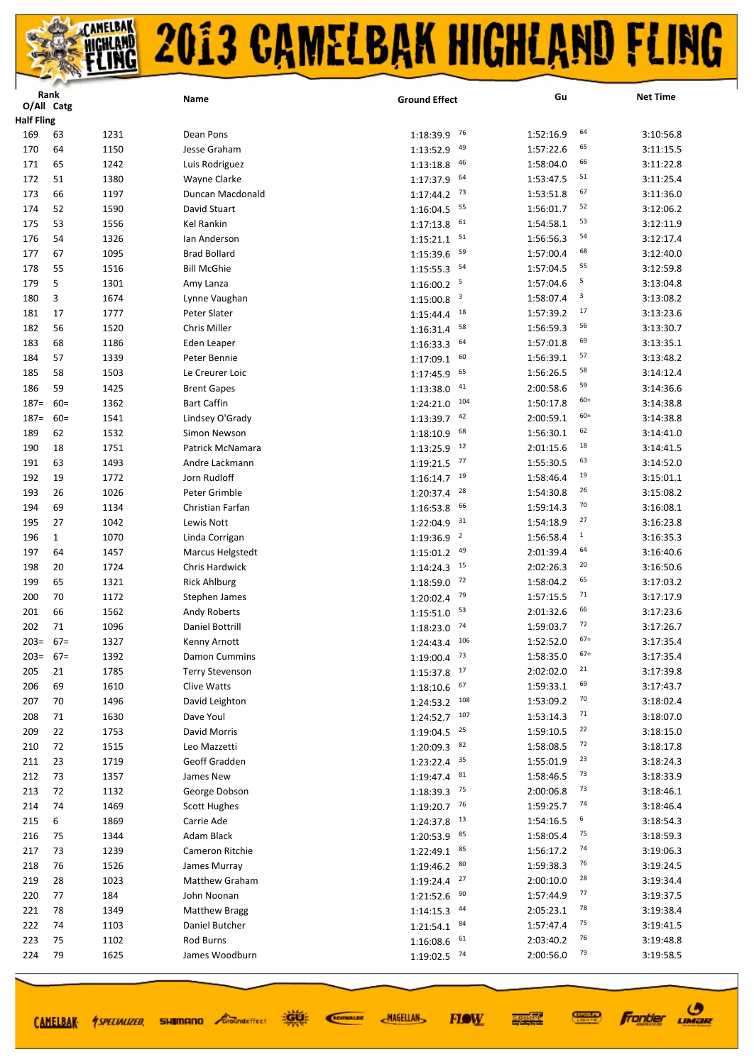# 2013 CAMELBAK HIGHLAND FLING

| Rank O/All | Catg | | Name | Ground Effect | | Gu | | Net Time |
|---|---|---|---|---|---|---|---|---|
| **Half Fling** | | | | | | | | |
| 169 | 63 | 1231 | Dean Pons | 1:18:39.9 | 76 | 1:52:16.9 | 64 | 3:10:56.8 |
| 170 | 64 | 1150 | Jesse Graham | 1:13:52.9 | 49 | 1:57:22.6 | 65 | 3:11:15.5 |
| 171 | 65 | 1242 | Luis Rodriguez | 1:13:18.8 | 46 | 1:58:04.0 | 66 | 3:11:22.8 |
| 172 | 51 | 1380 | Wayne Clarke | 1:17:37.9 | 64 | 1:53:47.5 | 51 | 3:11:25.4 |
| 173 | 66 | 1197 | Duncan Macdonald | 1:17:44.2 | 73 | 1:53:51.8 | 67 | 3:11:36.0 |
| 174 | 52 | 1590 | David Stuart | 1:16:04.5 | 55 | 1:56:01.7 | 52 | 3:12:06.2 |
| 175 | 53 | 1556 | Kel Rankin | 1:17:13.8 | 61 | 1:54:58.1 | 53 | 3:12:11.9 |
| 176 | 54 | 1326 | Ian Anderson | 1:15:21.1 | 51 | 1:56:56.3 | 54 | 3:12:17.4 |
| 177 | 67 | 1095 | Brad Bollard | 1:15:39.6 | 59 | 1:57:00.4 | 68 | 3:12:40.0 |
| 178 | 55 | 1516 | Bill McGhie | 1:15:55.3 | 54 | 1:57:04.5 | 55 | 3:12:59.8 |
| 179 | 5 | 1301 | Amy Lanza | 1:16:00.2 | 5 | 1:57:04.6 | 5 | 3:13:04.8 |
| 180 | 3 | 1674 | Lynne Vaughan | 1:15:00.8 | 3 | 1:58:07.4 | 3 | 3:13:08.2 |
| 181 | 17 | 1777 | Peter Slater | 1:15:44.4 | 18 | 1:57:39.2 | 17 | 3:13:23.6 |
| 182 | 56 | 1520 | Chris Miller | 1:16:31.4 | 58 | 1:56:59.3 | 56 | 3:13:30.7 |
| 183 | 68 | 1186 | Eden Leaper | 1:16:33.3 | 64 | 1:57:01.8 | 69 | 3:13:35.1 |
| 184 | 57 | 1339 | Peter Bennie | 1:17:09.1 | 60 | 1:56:39.1 | 57 | 3:13:48.2 |
| 185 | 58 | 1503 | Le Creurer Loic | 1:17:45.9 | 65 | 1:56:26.5 | 58 | 3:14:12.4 |
| 186 | 59 | 1425 | Brent Gapes | 1:13:38.0 | 41 | 2:00:58.6 | 59 | 3:14:36.6 |
| 187= | 60= | 1362 | Bart Caffin | 1:24:21.0 | 104 | 1:50:17.8 | 60= | 3:14:38.8 |
| 187= | 60= | 1541 | Lindsey O'Grady | 1:13:39.7 | 42 | 2:00:59.1 | 60= | 3:14:38.8 |
| 189 | 62 | 1532 | Simon Newson | 1:18:10.9 | 68 | 1:56:30.1 | 62 | 3:14:41.0 |
| 190 | 18 | 1751 | Patrick McNamara | 1:13:25.9 | 12 | 2:01:15.6 | 18 | 3:14:41.5 |
| 191 | 63 | 1493 | Andre Lackmann | 1:19:21.5 | 77 | 1:55:30.5 | 63 | 3:14:52.0 |
| 192 | 19 | 1772 | Jorn Rudloff | 1:16:14.7 | 19 | 1:58:46.4 | 19 | 3:15:01.1 |
| 193 | 26 | 1026 | Peter Grimble | 1:20:37.4 | 28 | 1:54:30.8 | 26 | 3:15:08.2 |
| 194 | 69 | 1134 | Christian Farfan | 1:16:53.8 | 66 | 1:59:14.3 | 70 | 3:16:08.1 |
| 195 | 27 | 1042 | Lewis Nott | 1:22:04.9 | 31 | 1:54:18.9 | 27 | 3:16:23.8 |
| 196 | 1 | 1070 | Linda Corrigan | 1:19:36.9 | 2 | 1:56:58.4 | 1 | 3:16:35.3 |
| 197 | 64 | 1457 | Marcus Helgstedt | 1:15:01.2 | 49 | 2:01:39.4 | 64 | 3:16:40.6 |
| 198 | 20 | 1724 | Chris Hardwick | 1:14:24.3 | 15 | 2:02:26.3 | 20 | 3:16:50.6 |
| 199 | 65 | 1321 | Rick Ahlburg | 1:18:59.0 | 72 | 1:58:04.2 | 65 | 3:17:03.2 |
| 200 | 70 | 1172 | Stephen James | 1:20:02.4 | 79 | 1:57:15.5 | 71 | 3:17:17.9 |
| 201 | 66 | 1562 | Andy Roberts | 1:15:51.0 | 53 | 2:01:32.6 | 66 | 3:17:23.6 |
| 202 | 71 | 1096 | Daniel Bottrill | 1:18:23.0 | 74 | 1:59:03.7 | 72 | 3:17:26.7 |
| 203= | 67= | 1327 | Kenny Arnott | 1:24:43.4 | 106 | 1:52:52.0 | 67= | 3:17:35.4 |
| 203= | 67= | 1392 | Damon Cummins | 1:19:00.4 | 73 | 1:58:35.0 | 67= | 3:17:35.4 |
| 205 | 21 | 1785 | Terry Stevenson | 1:15:37.8 | 17 | 2:02:02.0 | 21 | 3:17:39.8 |
| 206 | 69 | 1610 | Clive Watts | 1:18:10.6 | 67 | 1:59:33.1 | 69 | 3:17:43.7 |
| 207 | 70 | 1496 | David Leighton | 1:24:53.2 | 108 | 1:53:09.2 | 70 | 3:18:02.4 |
| 208 | 71 | 1630 | Dave Youl | 1:24:52.7 | 107 | 1:53:14.3 | 71 | 3:18:07.0 |
| 209 | 22 | 1753 | David Morris | 1:19:04.5 | 25 | 1:59:10.5 | 22 | 3:18:15.0 |
| 210 | 72 | 1515 | Leo Mazzetti | 1:20:09.3 | 82 | 1:58:08.5 | 72 | 3:18:17.8 |
| 211 | 23 | 1719 | Geoff Gredden | 1:23:22.4 | 35 | 1:55:01.9 | 23 | 3:18:24.3 |
| 212 | 73 | 1357 | James New | 1:19:47.4 | 81 | 1:58:46.5 | 73 | 3:18:33.9 |
| 213 | 72 | 1132 | George Dobson | 1:18:39.3 | 75 | 2:00:06.8 | 73 | 3:18:46.1 |
| 214 | 74 | 1469 | Scott Hughes | 1:19:20.7 | 76 | 1:59:25.7 | 74 | 3:18:46.4 |
| 215 | 6 | 1869 | Carrie Ade | 1:24:37.8 | 13 | 1:54:16.5 | 6 | 3:18:54.3 |
| 216 | 75 | 1344 | Adam Black | 1:20:53.9 | 85 | 1:58:05.4 | 75 | 3:18:59.3 |
| 217 | 73 | 1239 | Cameron Ritchie | 1:22:49.1 | 85 | 1:56:17.2 | 74 | 3:19:06.3 |
| 218 | 76 | 1526 | James Murray | 1:19:46.2 | 80 | 1:59:38.3 | 76 | 3:19:24.5 |
| 219 | 28 | 1023 | Matthew Graham | 1:19:24.4 | 27 | 2:00:10.0 | 28 | 3:19:34.4 |
| 220 | 77 | 184 | John Noonan | 1:21:52.6 | 90 | 1:57:44.9 | 77 | 3:19:37.5 |
| 221 | 78 | 1349 | Matthew Bragg | 1:14:15.3 | 44 | 2:05:23.1 | 78 | 3:19:38.4 |
| 222 | 74 | 1103 | Daniel Butcher | 1:21:54.1 | 84 | 1:57:47.4 | 75 | 3:19:41.5 |
| 223 | 75 | 1102 | Rod Burns | 1:16:08.6 | 61 | 2:03:40.2 | 76 | 3:19:48.8 |
| 224 | 79 | 1625 | James Woodburn | 1:19:02.5 | 74 | 2:00:56.0 | 79 | 3:19:58.5 |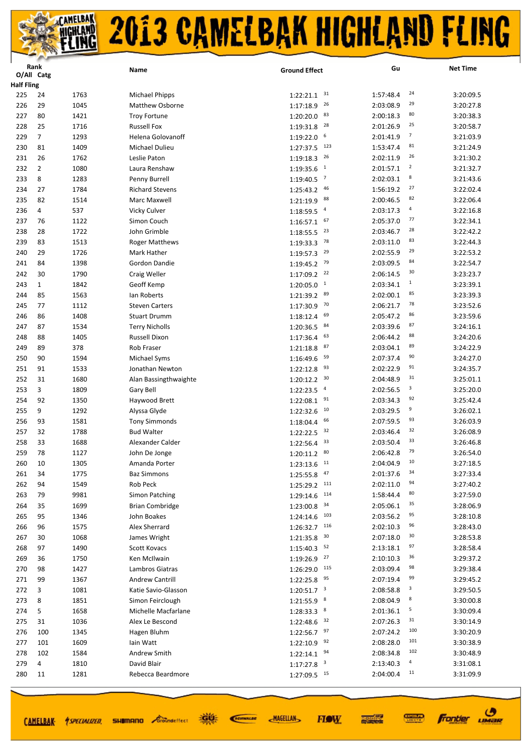# 2013 CAMELBAK HIGHLAND FLING

| Rank O/All | Catg | | Name | Ground Effect | | Gu | | Net Time |
|---|---|---|---|---|---|---|---|---|
| **Half Fling** | | | | | | | | |
| 225 | 24 | 1763 | Michael Phipps | 1:22:21.1 | 31 | 1:57:48.4 | 24 | 3:20:09.5 |
| 226 | 29 | 1045 | Matthew Osborne | 1:17:18.9 | 26 | 2:03:08.9 | 29 | 3:20:27.8 |
| 227 | 80 | 1421 | Troy Fortune | 1:20:20.0 | 83 | 2:00:18.3 | 80 | 3:20:38.3 |
| 228 | 25 | 1716 | Russell Fox | 1:19:31.8 | 28 | 2:01:26.9 | 25 | 3:20:58.7 |
| 229 | 7 | 1293 | Helena Golovanoff | 1:19:22.0 | 6 | 2:01:41.9 | 7 | 3:21:03.9 |
| 230 | 81 | 1409 | Michael Dulieu | 1:27:37.5 | 123 | 1:53:47.4 | 81 | 3:21:24.9 |
| 231 | 26 | 1762 | Leslie Paton | 1:19:18.3 | 26 | 2:02:11.9 | 26 | 3:21:30.2 |
| 232 | 2 | 1080 | Laura Renshaw | 1:19:35.6 | 1 | 2:01:57.1 | 2 | 3:21:32.7 |
| 233 | 8 | 1283 | Penny Burrell | 1:19:40.5 | 7 | 2:02:03.1 | 8 | 3:21:43.6 |
| 234 | 27 | 1784 | Richard Stevens | 1:25:43.2 | 46 | 1:56:19.2 | 27 | 3:22:02.4 |
| 235 | 82 | 1514 | Marc Maxwell | 1:21:19.9 | 88 | 2:00:46.5 | 82 | 3:22:06.4 |
| 236 | 4 | 537 | Vicky Culver | 1:18:59.5 | 4 | 2:03:17.3 | 4 | 3:22:16.8 |
| 237 | 76 | 1122 | Simon Couch | 1:16:57.1 | 67 | 2:05:37.0 | 77 | 3:22:34.1 |
| 238 | 28 | 1722 | John Grimble | 1:18:55.5 | 23 | 2:03:46.7 | 28 | 3:22:42.2 |
| 239 | 83 | 1513 | Roger Matthews | 1:19:33.3 | 78 | 2:03:11.0 | 83 | 3:22:44.3 |
| 240 | 29 | 1726 | Mark Hather | 1:19:57.3 | 29 | 2:02:55.9 | 29 | 3:22:53.2 |
| 241 | 84 | 1398 | Gordon Dandie | 1:19:45.2 | 79 | 2:03:09.5 | 84 | 3:22:54.7 |
| 242 | 30 | 1790 | Craig Weller | 1:17:09.2 | 22 | 2:06:14.5 | 30 | 3:23:23.7 |
| 243 | 1 | 1842 | Geoff Kemp | 1:20:05.0 | 1 | 2:03:34.1 | 1 | 3:23:39.1 |
| 244 | 85 | 1563 | Ian Roberts | 1:21:39.2 | 89 | 2:02:00.1 | 85 | 3:23:39.3 |
| 245 | 77 | 1112 | Steven Carters | 1:17:30.9 | 70 | 2:06:21.7 | 78 | 3:23:52.6 |
| 246 | 86 | 1408 | Stuart Drumm | 1:18:12.4 | 69 | 2:05:47.2 | 86 | 3:23:59.6 |
| 247 | 87 | 1534 | Terry Nicholls | 1:20:36.5 | 84 | 2:03:39.6 | 87 | 3:24:16.1 |
| 248 | 88 | 1405 | Russell Dixon | 1:17:36.4 | 63 | 2:06:44.2 | 88 | 3:24:20.6 |
| 249 | 89 | 378 | Rob Fraser | 1:21:18.8 | 87 | 2:03:04.1 | 89 | 3:24:22.9 |
| 250 | 90 | 1594 | Michael Syms | 1:16:49.6 | 59 | 2:07:37.4 | 90 | 3:24:27.0 |
| 251 | 91 | 1533 | Jonathan Newton | 1:22:12.8 | 93 | 2:02:22.9 | 91 | 3:24:35.7 |
| 252 | 31 | 1680 | Alan Bassingthwaighte | 1:20:12.2 | 30 | 2:04:48.9 | 31 | 3:25:01.1 |
| 253 | 3 | 1809 | Gary Bell | 1:22:23.5 | 4 | 2:02:56.5 | 3 | 3:25:20.0 |
| 254 | 92 | 1350 | Haywood Brett | 1:22:08.1 | 91 | 2:03:34.3 | 92 | 3:25:42.4 |
| 255 | 9 | 1292 | Alyssa Glyde | 1:22:32.6 | 10 | 2:03:29.5 | 9 | 3:26:02.1 |
| 256 | 93 | 1581 | Tony Simmonds | 1:18:04.4 | 66 | 2:07:59.5 | 93 | 3:26:03.9 |
| 257 | 32 | 1788 | Bud Walter | 1:22:22.5 | 32 | 2:03:46.4 | 32 | 3:26:08.9 |
| 258 | 33 | 1688 | Alexander Calder | 1:22:56.4 | 33 | 2:03:50.4 | 33 | 3:26:46.8 |
| 259 | 78 | 1127 | John De Jonge | 1:20:11.2 | 80 | 2:06:42.8 | 79 | 3:26:54.0 |
| 260 | 10 | 1305 | Amanda Porter | 1:23:13.6 | 11 | 2:04:04.9 | 10 | 3:27:18.5 |
| 261 | 34 | 1775 | Baz Simmons | 1:25:55.8 | 47 | 2:01:37.6 | 34 | 3:27:33.4 |
| 262 | 94 | 1549 | Rob Peck | 1:25:29.2 | 111 | 2:02:11.0 | 94 | 3:27:40.2 |
| 263 | 79 | 9981 | Simon Patching | 1:29:14.6 | 114 | 1:58:44.4 | 80 | 3:27:59.0 |
| 264 | 35 | 1699 | Brian Cornbridge | 1:23:00.8 | 34 | 2:05:06.1 | 35 | 3:28:06.9 |
| 265 | 95 | 1346 | John Boakes | 1:24:14.6 | 103 | 2:03:56.2 | 95 | 3:28:10.8 |
| 266 | 96 | 1575 | Alex Sherrard | 1:26:32.7 | 116 | 2:02:10.3 | 96 | 3:28:43.0 |
| 267 | 30 | 1068 | James Wright | 1:21:35.8 | 30 | 2:07:18.0 | 30 | 3:28:53.8 |
| 268 | 97 | 1490 | Scott Kovacs | 1:15:40.3 | 52 | 2:13:18.1 | 97 | 3:28:58.4 |
| 269 | 36 | 1750 | Ken McIlwain | 1:19:26.9 | 27 | 2:10:10.3 | 36 | 3:29:37.2 |
| 270 | 98 | 1427 | Lambros Giatras | 1:26:29.0 | 115 | 2:03:09.4 | 98 | 3:29:38.4 |
| 271 | 99 | 1367 | Andrew Cantrill | 1:22:25.8 | 95 | 2:07:19.4 | 99 | 3:29:45.2 |
| 272 | 3 | 1081 | Katie Savio-Glasson | 1:20:51.7 | 3 | 2:08:58.8 | 3 | 3:29:50.5 |
| 273 | 8 | 1851 | Simon Feirclough | 1:21:55.9 | 8 | 2:08:04.9 | 8 | 3:30:00.8 |
| 274 | 5 | 1658 | Michelle Macfarlane | 1:28:33.3 | 8 | 2:01:36.1 | 5 | 3:30:09.4 |
| 275 | 31 | 1036 | Alex Le Bescond | 1:22:48.6 | 32 | 2:07:26.3 | 31 | 3:30:14.9 |
| 276 | 100 | 1345 | Hagen Bluhm | 1:22:56.7 | 97 | 2:07:24.2 | 100 | 3:30:20.9 |
| 277 | 101 | 1609 | Iain Watt | 1:22:10.9 | 92 | 2:08:28.0 | 101 | 3:30:38.9 |
| 278 | 102 | 1584 | Andrew Smith | 1:22:14.1 | 94 | 2:08:34.8 | 102 | 3:30:48.9 |
| 279 | 4 | 1810 | David Blair | 1:17:27.8 | 3 | 2:13:40.3 | 4 | 3:31:08.1 |
| 280 | 11 | 1281 | Rebecca Beardmore | 1:27:09.5 | 15 | 2:04:00.4 | 11 | 3:31:09.9 |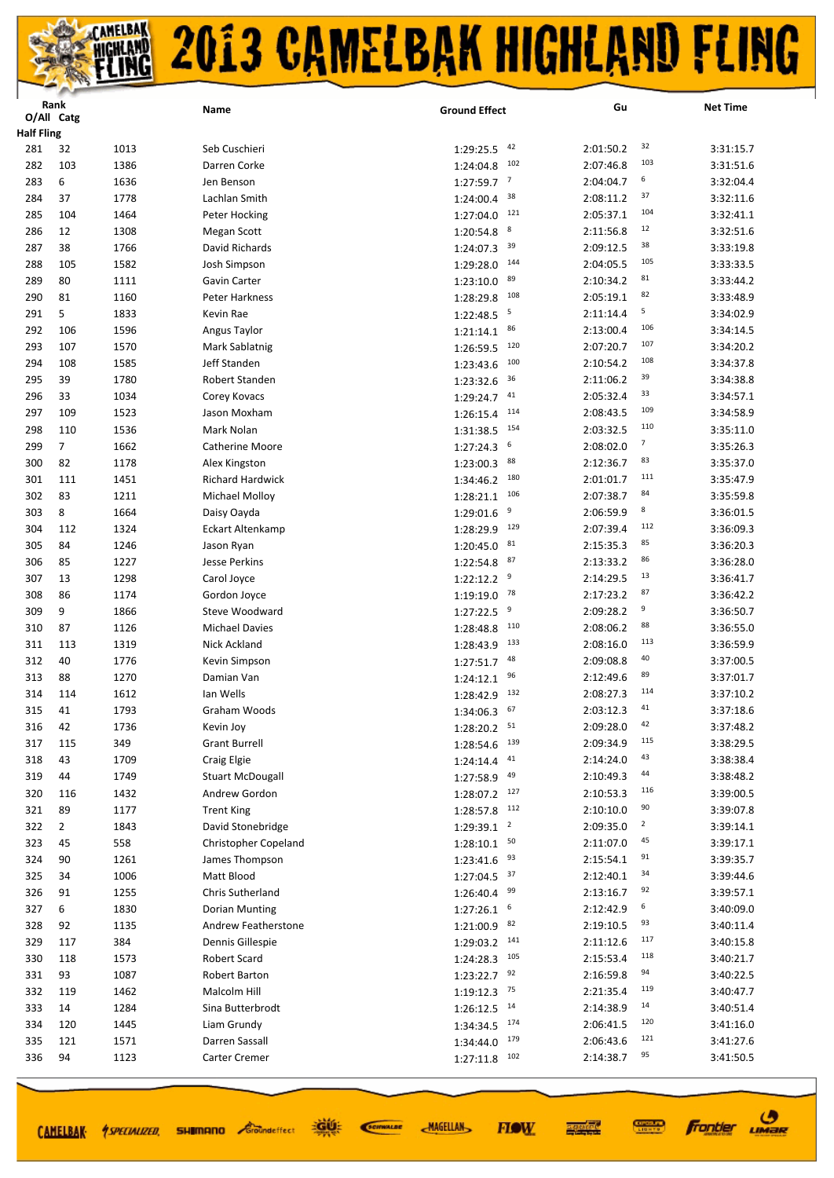# 2013 CAMELBAK HIGHLAND FLING

| Rank O/All | Catg | | Name | Ground Effect | | Gu | | Net Time |
|---|---|---|---|---|---|---|---|---|
| **Half Fling** | | | | | | | | |
| 281 | 32 | 1013 | Seb Cuschieri | 1:29:25.5 | 42 | 2:01:50.2 | 32 | 3:31:15.7 |
| 282 | 103 | 1386 | Darren Corke | 1:24:04.8 | 102 | 2:07:46.8 | 103 | 3:31:51.6 |
| 283 | 6 | 1636 | Jen Benson | 1:27:59.7 | 7 | 2:04:04.7 | 6 | 3:32:04.4 |
| 284 | 37 | 1778 | Lachlan Smith | 1:24:00.4 | 38 | 2:08:11.2 | 37 | 3:32:11.6 |
| 285 | 104 | 1464 | Peter Hocking | 1:27:04.0 | 121 | 2:05:37.1 | 104 | 3:32:41.1 |
| 286 | 12 | 1308 | Megan Scott | 1:20:54.8 | 8 | 2:11:56.8 | 12 | 3:32:51.6 |
| 287 | 38 | 1766 | David Richards | 1:24:07.3 | 39 | 2:09:12.5 | 38 | 3:33:19.8 |
| 288 | 105 | 1582 | Josh Simpson | 1:29:28.0 | 144 | 2:04:05.5 | 105 | 3:33:33.5 |
| 289 | 80 | 1111 | Gavin Carter | 1:23:10.0 | 89 | 2:10:34.2 | 81 | 3:33:44.2 |
| 290 | 81 | 1160 | Peter Harkness | 1:28:29.8 | 108 | 2:05:19.1 | 82 | 3:33:48.9 |
| 291 | 5 | 1833 | Kevin Rae | 1:22:48.5 | 5 | 2:11:14.4 | 5 | 3:34:02.9 |
| 292 | 106 | 1596 | Angus Taylor | 1:21:14.1 | 86 | 2:13:00.4 | 106 | 3:34:14.5 |
| 293 | 107 | 1570 | Mark Sablatnig | 1:26:59.5 | 120 | 2:07:20.7 | 107 | 3:34:20.2 |
| 294 | 108 | 1585 | Jeff Standen | 1:23:43.6 | 100 | 2:10:54.2 | 108 | 3:34:37.8 |
| 295 | 39 | 1780 | Robert Strachan | 1:23:32.6 | 36 | 2:11:06.2 | 39 | 3:34:38.8 |
| 296 | 33 | 1034 | Corey Kovacs | 1:29:24.7 | 41 | 2:05:32.4 | 33 | 3:34:57.1 |
| 297 | 109 | 1523 | Jason Moxham | 1:26:15.4 | 114 | 2:08:43.5 | 109 | 3:34:58.9 |
| 298 | 110 | 1536 | Mark Nolan | 1:31:38.5 | 154 | 2:03:32.5 | 110 | 3:35:11.0 |
| 299 | 7 | 1662 | Catherine Moore | 1:27:24.3 | 6 | 2:08:02.0 | 7 | 3:35:26.3 |
| 300 | 82 | 1178 | Alex Kingston | 1:23:00.3 | 88 | 2:12:36.7 | 83 | 3:35:37.0 |
| 301 | 111 | 1451 | Richard Hardwick | 1:34:46.2 | 180 | 2:01:01.7 | 111 | 3:35:47.9 |
| 302 | 83 | 1211 | Michael Molloy | 1:28:21.1 | 106 | 2:07:38.7 | 84 | 3:35:59.8 |
| 303 | 8 | 1664 | Daisy Oayda | 1:29:01.6 | 9 | 2:06:59.9 | 8 | 3:36:01.5 |
| 304 | 112 | 1324 | Eckart Altenkamp | 1:28:29.9 | 129 | 2:07:39.4 | 112 | 3:36:09.3 |
| 305 | 84 | 1246 | Jason Ryan | 1:20:45.0 | 81 | 2:15:35.3 | 85 | 3:36:20.3 |
| 306 | 85 | 1227 | Jesse Perkins | 1:22:54.8 | 87 | 2:13:33.2 | 86 | 3:36:28.0 |
| 307 | 13 | 1298 | Carol Joyce | 1:22:12.2 | 9 | 2:14:29.5 | 13 | 3:36:41.7 |
| 308 | 86 | 1174 | Gordon Joyce | 1:19:19.0 | 78 | 2:17:23.2 | 87 | 3:36:42.2 |
| 309 | 9 | 1866 | Steve Woodward | 1:27:22.5 | 9 | 2:09:28.2 | 9 | 3:36:50.7 |
| 310 | 87 | 1126 | Michael Davies | 1:28:48.8 | 110 | 2:08:06.2 | 88 | 3:36:55.0 |
| 311 | 113 | 1319 | Nick Ackland | 1:28:43.9 | 133 | 2:08:16.0 | 113 | 3:36:59.9 |
| 312 | 40 | 1776 | Kevin Simpson | 1:27:51.7 | 48 | 2:09:08.8 | 40 | 3:37:00.5 |
| 313 | 88 | 1270 | Damian Van | 1:24:12.1 | 96 | 2:12:49.6 | 89 | 3:37:01.7 |
| 314 | 114 | 1612 | Ian Wells | 1:28:42.9 | 132 | 2:08:27.3 | 114 | 3:37:10.2 |
| 315 | 41 | 1793 | Graham Woods | 1:34:06.3 | 67 | 2:03:12.3 | 41 | 3:37:18.6 |
| 316 | 42 | 1736 | Kevin Joy | 1:28:20.2 | 51 | 2:09:28.0 | 42 | 3:37:48.2 |
| 317 | 115 | 349 | Grant Burrell | 1:28:54.6 | 139 | 2:09:34.9 | 115 | 3:38:29.5 |
| 318 | 43 | 1709 | Craig Elgie | 1:24:14.4 | 41 | 2:14:24.0 | 43 | 3:38:38.4 |
| 319 | 44 | 1749 | Stuart McDougall | 1:27:58.9 | 49 | 2:10:49.3 | 44 | 3:38:48.2 |
| 320 | 116 | 1432 | Andrew Gordon | 1:28:07.2 | 127 | 2:10:53.3 | 116 | 3:39:00.5 |
| 321 | 89 | 1177 | Trent King | 1:28:57.8 | 112 | 2:10:10.0 | 90 | 3:39:07.8 |
| 322 | 2 | 1843 | David Stonebridge | 1:29:39.1 | 2 | 2:09:35.0 | 2 | 3:39:14.1 |
| 323 | 45 | 558 | Christopher Copeland | 1:28:10.1 | 50 | 2:11:07.0 | 45 | 3:39:17.1 |
| 324 | 90 | 1261 | James Thompson | 1:23:41.6 | 93 | 2:15:54.1 | 91 | 3:39:35.7 |
| 325 | 34 | 1006 | Matt Blood | 1:27:04.5 | 37 | 2:12:40.1 | 34 | 3:39:44.6 |
| 326 | 91 | 1255 | Chris Sutherland | 1:26:40.4 | 99 | 2:13:16.7 | 92 | 3:39:57.1 |
| 327 | 6 | 1830 | Dorian Munting | 1:27:26.1 | 6 | 2:12:42.9 | 6 | 3:40:09.0 |
| 328 | 92 | 1135 | Andrew Featherstone | 1:21:00.9 | 82 | 2:19:10.5 | 93 | 3:40:11.4 |
| 329 | 117 | 384 | Dennis Gillespie | 1:29:03.2 | 141 | 2:11:12.6 | 117 | 3:40:15.8 |
| 330 | 118 | 1573 | Robert Scard | 1:24:28.3 | 105 | 2:15:53.4 | 118 | 3:40:21.7 |
| 331 | 93 | 1087 | Robert Barton | 1:23:22.7 | 92 | 2:16:59.8 | 94 | 3:40:22.5 |
| 332 | 119 | 1462 | Malcolm Hill | 1:19:12.3 | 75 | 2:21:35.4 | 119 | 3:40:47.7 |
| 333 | 14 | 1284 | Sina Butterbrodt | 1:26:12.5 | 14 | 2:14:38.9 | 14 | 3:40:51.4 |
| 334 | 120 | 1445 | Liam Grundy | 1:34:34.5 | 174 | 2:06:41.5 | 120 | 3:41:16.0 |
| 335 | 121 | 1571 | Darren Sassall | 1:34:44.0 | 179 | 2:06:43.6 | 121 | 3:41:27.6 |
| 336 | 94 | 1123 | Carter Cremer | 1:27:11.8 | 102 | 2:14:38.7 | 95 | 3:41:50.5 |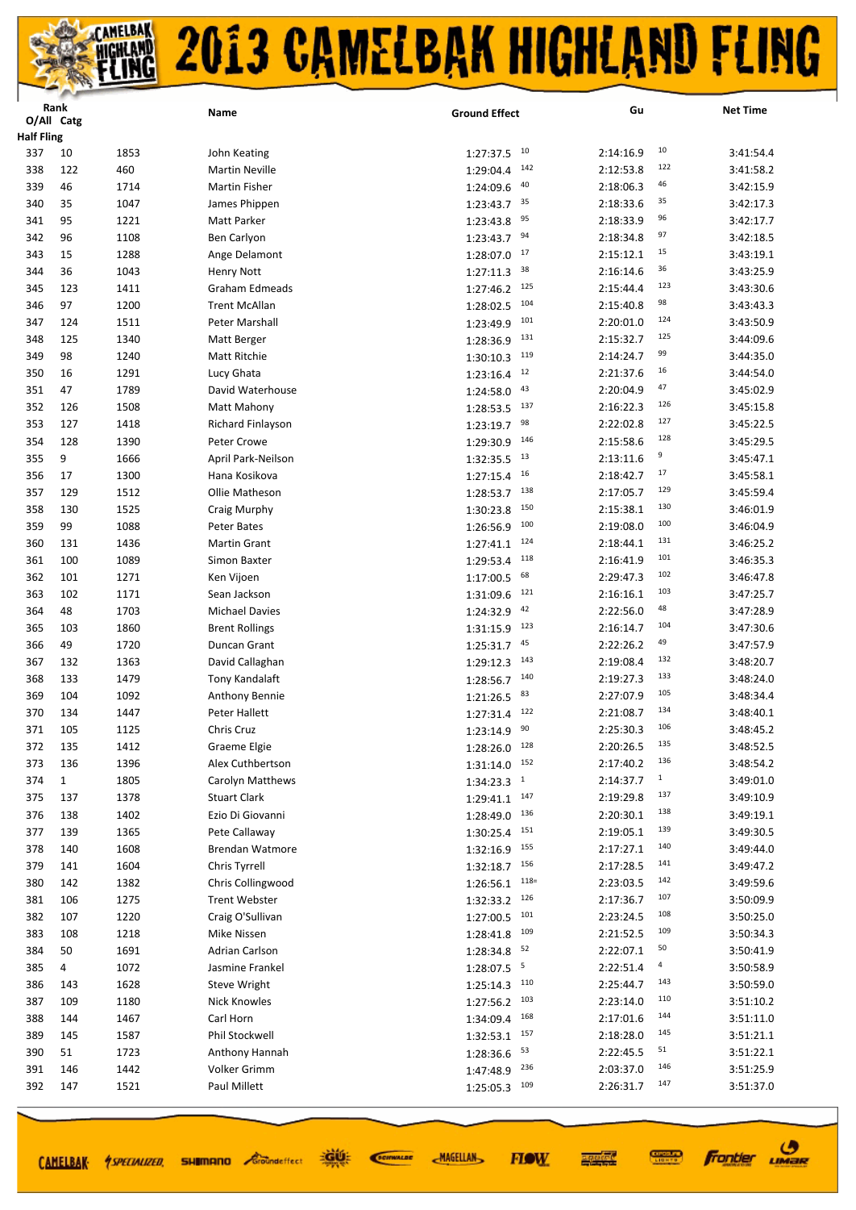# 2013 CAMELBAK HIGHLAND FLING

| Rank O/All | Catg | | Name | Ground Effect | | Gu | | Net Time |
|---|---|---|---|---|---|---|---|---|
| **Half Fling** | | | | | | | | |
| 337 | 10 | 1853 | John Keating | 1:27:37.5 | 10 | 2:14:16.9 | 10 | 3:41:54.4 |
| 338 | 122 | 460 | Martin Neville | 1:29:04.4 | 142 | 2:12:53.8 | 122 | 3:41:58.2 |
| 339 | 46 | 1714 | Matthew Fisher | 1:24:09.6 | 40 | 2:18:06.3 | 46 | 3:42:15.9 |
| 340 | 35 | 1047 | James Phippen | 1:23:43.7 | 35 | 2:18:33.6 | 35 | 3:42:17.3 |
| 341 | 95 | 1221 | Matt Parker | 1:23:43.8 | 95 | 2:18:33.9 | 96 | 3:42:17.7 |
| 342 | 96 | 1108 | Ben Carlyon | 1:23:43.7 | 94 | 2:18:34.8 | 97 | 3:42:18.5 |
| 343 | 15 | 1288 | Ange Delamont | 1:28:07.0 | 17 | 2:15:12.1 | 15 | 3:43:19.1 |
| 344 | 36 | 1043 | Henry Nott | 1:27:11.3 | 38 | 2:16:14.6 | 36 | 3:43:25.9 |
| 345 | 123 | 1411 | Graham Edmeads | 1:27:46.2 | 125 | 2:15:44.4 | 123 | 3:43:30.6 |
| 346 | 97 | 1200 | Trent McAllan | 1:28:02.5 | 104 | 2:15:40.8 | 98 | 3:43:43.3 |
| 347 | 124 | 1511 | Peter Marshall | 1:23:49.9 | 101 | 2:20:01.0 | 124 | 3:43:50.9 |
| 348 | 125 | 1340 | Matt Berger | 1:28:36.9 | 131 | 2:15:32.7 | 125 | 3:44:09.6 |
| 349 | 98 | 1240 | Matt Ritchie | 1:30:10.3 | 119 | 2:14:24.7 | 99 | 3:44:35.0 |
| 350 | 16 | 1291 | Lucy Ghata | 1:23:16.4 | 12 | 2:21:37.6 | 16 | 3:44:54.0 |
| 351 | 47 | 1789 | David Waterhouse | 1:24:58.0 | 43 | 2:20:04.9 | 47 | 3:45:02.9 |
| 352 | 126 | 1508 | Matt Mahony | 1:28:53.5 | 137 | 2:16:22.3 | 126 | 3:45:15.8 |
| 353 | 127 | 1418 | Richard Finlayson | 1:23:19.7 | 98 | 2:22:02.8 | 127 | 3:45:22.5 |
| 354 | 128 | 1390 | Peter Crowe | 1:29:30.9 | 146 | 2:15:58.6 | 128 | 3:45:29.5 |
| 355 | 9 | 1666 | April Park-Neilson | 1:32:35.5 | 13 | 2:13:11.6 | 9 | 3:45:47.1 |
| 356 | 17 | 1300 | Hana Kosikova | 1:27:15.4 | 16 | 2:18:42.7 | 17 | 3:45:58.1 |
| 357 | 129 | 1512 | Ollie Matheson | 1:28:53.7 | 138 | 2:17:05.7 | 129 | 3:45:59.4 |
| 358 | 130 | 1525 | Craig Murphy | 1:30:23.8 | 150 | 2:15:38.1 | 130 | 3:46:01.9 |
| 359 | 99 | 1088 | Peter Bates | 1:26:56.9 | 100 | 2:19:08.0 | 100 | 3:46:04.9 |
| 360 | 131 | 1436 | Martin Grant | 1:27:41.1 | 124 | 2:18:44.1 | 131 | 3:46:25.2 |
| 361 | 100 | 1089 | Simon Baxter | 1:29:53.4 | 118 | 2:16:41.9 | 101 | 3:46:35.3 |
| 362 | 101 | 1271 | Ken Vijoen | 1:17:00.5 | 68 | 2:29:47.3 | 102 | 3:46:47.8 |
| 363 | 102 | 1171 | Sean Jackson | 1:31:09.6 | 121 | 2:16:16.1 | 103 | 3:47:25.7 |
| 364 | 48 | 1703 | Michael Davies | 1:24:32.9 | 42 | 2:22:56.0 | 48 | 3:47:28.9 |
| 365 | 103 | 1860 | Brent Rollings | 1:31:15.9 | 123 | 2:16:14.7 | 104 | 3:47:30.6 |
| 366 | 49 | 1720 | Duncan Grant | 1:25:31.7 | 45 | 2:22:26.2 | 49 | 3:47:57.9 |
| 367 | 132 | 1363 | David Callaghan | 1:29:12.3 | 143 | 2:19:08.4 | 132 | 3:48:20.7 |
| 368 | 133 | 1479 | Tony Kandalaft | 1:28:56.7 | 140 | 2:19:27.3 | 133 | 3:48:24.0 |
| 369 | 104 | 1092 | Anthony Bennie | 1:21:26.5 | 83 | 2:27:07.9 | 105 | 3:48:34.4 |
| 370 | 134 | 1447 | Peter Hallett | 1:27:31.4 | 122 | 2:21:08.7 | 134 | 3:48:40.1 |
| 371 | 105 | 1125 | Chris Cruz | 1:23:14.9 | 90 | 2:25:30.3 | 106 | 3:48:45.2 |
| 372 | 135 | 1412 | Graeme Elgie | 1:28:26.0 | 128 | 2:20:26.5 | 135 | 3:48:52.5 |
| 373 | 136 | 1396 | Alex Cuthbertson | 1:31:14.0 | 152 | 2:17:40.2 | 136 | 3:48:54.2 |
| 374 | 1 | 1805 | Carolyn Matthews | 1:34:23.3 | 1 | 2:14:37.7 | 1 | 3:49:01.0 |
| 375 | 137 | 1378 | Stuart Clark | 1:29:41.1 | 147 | 2:19:29.8 | 137 | 3:49:10.9 |
| 376 | 138 | 1402 | Ezio Di Giovanni | 1:28:49.0 | 136 | 2:20:30.1 | 138 | 3:49:19.1 |
| 377 | 139 | 1365 | Pete Callaway | 1:30:25.4 | 151 | 2:19:05.1 | 139 | 3:49:30.5 |
| 378 | 140 | 1608 | Brendan Watmore | 1:32:16.9 | 155 | 2:17:27.1 | 140 | 3:49:44.0 |
| 379 | 141 | 1604 | Chris Tyrrell | 1:32:18.7 | 156 | 2:17:28.5 | 141 | 3:49:47.2 |
| 380 | 142 | 1382 | Chris Collingwood | 1:26:56.1 | 118= | 2:23:03.5 | 142 | 3:49:59.6 |
| 381 | 106 | 1275 | Trent Webster | 1:32:33.2 | 126 | 2:17:36.7 | 107 | 3:50:09.9 |
| 382 | 107 | 1220 | Craig O'Sullivan | 1:27:00.5 | 101 | 2:23:24.5 | 108 | 3:50:25.0 |
| 383 | 108 | 1218 | Mike Nissen | 1:28:41.8 | 109 | 2:21:52.5 | 109 | 3:50:34.3 |
| 384 | 50 | 1691 | Adrian Carlson | 1:28:34.8 | 52 | 2:22:07.1 | 50 | 3:50:41.9 |
| 385 | 4 | 1072 | Jasmine Frankel | 1:28:07.5 | 5 | 2:22:51.4 | 4 | 3:50:58.9 |
| 386 | 143 | 1628 | Steve Wright | 1:25:14.3 | 110 | 2:25:44.7 | 143 | 3:50:59.0 |
| 387 | 109 | 1180 | Nick Knowles | 1:27:56.2 | 103 | 2:23:14.0 | 110 | 3:51:10.2 |
| 388 | 144 | 1467 | Carl Horn | 1:34:09.4 | 168 | 2:17:01.6 | 144 | 3:51:11.0 |
| 389 | 145 | 1587 | Phil Stockwell | 1:32:53.1 | 157 | 2:18:28.0 | 145 | 3:51:21.1 |
| 390 | 51 | 1723 | Anthony Hannah | 1:28:36.6 | 53 | 2:22:45.5 | 51 | 3:51:22.1 |
| 391 | 146 | 1442 | Volker Grimm | 1:47:48.9 | 236 | 2:03:37.0 | 146 | 3:51:25.9 |
| 392 | 147 | 1521 | Paul Millett | 1:25:05.3 | 109 | 2:26:31.7 | 147 | 3:51:37.0 |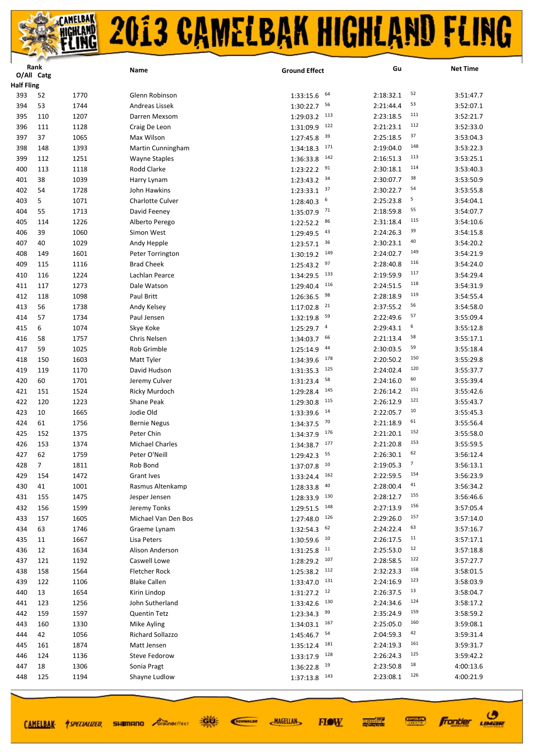# 2013 CAMELBAK HIGHLAND FLING

| Rank O/All | Catg | | Name | Ground Effect | | Gu | | Net Time |
|---|---|---|---|---|---|---|---|---|
| **Half Fling** | | | | | | | | |
| 393 | 52 | 1770 | Glenn Robinson | 1:33:15.6 | 64 | 2:18:32.1 | 52 | 3:51:47.7 |
| 394 | 53 | 1744 | Andreas Lissek | 1:30:22.7 | 56 | 2:21:44.4 | 53 | 3:52:07.1 |
| 395 | 110 | 1207 | Darren Mexsom | 1:29:03.2 | 113 | 2:23:18.5 | 111 | 3:52:21.7 |
| 396 | 111 | 1128 | Craig De Leon | 1:31:09.9 | 122 | 2:21:23.1 | 112 | 3:52:33.0 |
| 397 | 37 | 1065 | Max Wilson | 1:27:45.8 | 39 | 2:25:18.5 | 37 | 3:53:04.3 |
| 398 | 148 | 1393 | Martin Cunningham | 1:34:18.3 | 171 | 2:19:04.0 | 148 | 3:53:22.3 |
| 399 | 112 | 1251 | Wayne Staples | 1:36:33.8 | 142 | 2:16:51.3 | 113 | 3:53:25.1 |
| 400 | 113 | 1118 | Rodd Clarke | 1:23:22.2 | 91 | 2:30:18.1 | 114 | 3:53:40.3 |
| 401 | 38 | 1039 | Harry Lynam | 1:23:43.2 | 34 | 2:30:07.7 | 38 | 3:53:50.9 |
| 402 | 54 | 1728 | John Hawkins | 1:23:33.1 | 37 | 2:30:22.7 | 54 | 3:53:55.8 |
| 403 | 5 | 1071 | Charlotte Culver | 1:28:40.3 | 6 | 2:25:23.8 | 5 | 3:54:04.1 |
| 404 | 55 | 1713 | David Feeney | 1:35:07.9 | 71 | 2:18:59.8 | 55 | 3:54:07.7 |
| 405 | 114 | 1226 | Alberto Perego | 1:22:52.2 | 86 | 2:31:18.4 | 115 | 3:54:10.6 |
| 406 | 39 | 1060 | Simon West | 1:29:49.5 | 43 | 2:24:26.3 | 39 | 3:54:15.8 |
| 407 | 40 | 1029 | Andy Hepple | 1:23:57.1 | 36 | 2:30:23.1 | 40 | 3:54:20.2 |
| 408 | 149 | 1601 | Peter Torrington | 1:30:19.2 | 149 | 2:24:02.7 | 149 | 3:54:21.9 |
| 409 | 115 | 1116 | Brad Cheek | 1:25:43.2 | 97 | 2:28:40.8 | 116 | 3:54:24.0 |
| 410 | 116 | 1224 | Lachlan Pearce | 1:34:29.5 | 133 | 2:19:59.9 | 117 | 3:54:29.4 |
| 411 | 117 | 1273 | Dale Watson | 1:29:40.4 | 116 | 2:24:51.5 | 118 | 3:54:31.9 |
| 412 | 118 | 1098 | Paul Britt | 1:26:36.5 | 98 | 2:28:18.9 | 119 | 3:54:55.4 |
| 413 | 56 | 1738 | Andy Kelsey | 1:17:02.8 | 21 | 2:37:55.2 | 56 | 3:54:58.0 |
| 414 | 57 | 1734 | Paul Jensen | 1:32:19.8 | 59 | 2:22:49.6 | 57 | 3:55:09.4 |
| 415 | 6 | 1074 | Skye Koke | 1:25:29.7 | 4 | 2:29:43.1 | 6 | 3:55:12.8 |
| 416 | 58 | 1757 | Chris Nelsen | 1:34:03.7 | 66 | 2:21:13.4 | 58 | 3:55:17.1 |
| 417 | 59 | 1025 | Rob Grimble | 1:25:14.9 | 44 | 2:30:03.5 | 59 | 3:55:18.4 |
| 418 | 150 | 1603 | Matt Tyler | 1:34:39.6 | 178 | 2:20:50.2 | 150 | 3:55:29.8 |
| 419 | 119 | 1170 | David Hudson | 1:31:35.3 | 125 | 2:24:02.4 | 120 | 3:55:37.7 |
| 420 | 60 | 1701 | Jeremy Culver | 1:31:23.4 | 58 | 2:24:16.0 | 60 | 3:55:39.4 |
| 421 | 151 | 1524 | Ricky Murdoch | 1:29:28.4 | 145 | 2:26:14.2 | 151 | 3:55:42.6 |
| 422 | 120 | 1223 | Shane Peak | 1:29:30.8 | 115 | 2:26:12.9 | 121 | 3:55:43.7 |
| 423 | 10 | 1665 | Jodie Old | 1:33:39.6 | 14 | 2:22:05.7 | 10 | 3:55:45.3 |
| 424 | 61 | 1756 | Bernie Negus | 1:34:37.5 | 70 | 2:21:18.9 | 61 | 3:55:56.4 |
| 425 | 152 | 1375 | Peter Chin | 1:34:37.9 | 176 | 2:21:20.1 | 152 | 3:55:58.0 |
| 426 | 153 | 1374 | Michael Charles | 1:34:38.7 | 177 | 2:21:20.8 | 153 | 3:55:59.5 |
| 427 | 62 | 1759 | Peter O'Neill | 1:29:42.3 | 55 | 2:26:30.1 | 62 | 3:56:12.4 |
| 428 | 7 | 1811 | Rob Bond | 1:37:07.8 | 10 | 2:19:05.3 | 7 | 3:56:13.1 |
| 429 | 154 | 1472 | Grant Ives | 1:33:24.4 | 162 | 2:22:59.5 | 154 | 3:56:23.9 |
| 430 | 41 | 1001 | Rasmus Altenkamp | 1:28:33.8 | 40 | 2:28:00.4 | 41 | 3:56:34.2 |
| 431 | 155 | 1475 | Jesper Jensen | 1:28:33.9 | 130 | 2:28:12.7 | 155 | 3:56:46.6 |
| 432 | 156 | 1599 | Jeremy Tonks | 1:29:51.5 | 148 | 2:27:13.9 | 156 | 3:57:05.4 |
| 433 | 157 | 1605 | Michael Van Den Bos | 1:27:48.0 | 126 | 2:29:26.0 | 157 | 3:57:14.0 |
| 434 | 63 | 1746 | Graeme Lynam | 1:32:54.3 | 62 | 2:24:22.4 | 63 | 3:57:16.7 |
| 435 | 11 | 1667 | Lisa Peters | 1:30:59.6 | 10 | 2:26:17.5 | 11 | 3:57:17.1 |
| 436 | 12 | 1634 | Alison Anderson | 1:31:25.8 | 11 | 2:25:53.0 | 12 | 3:57:18.8 |
| 437 | 121 | 1192 | Caswell Lowe | 1:28:29.2 | 107 | 2:28:58.5 | 122 | 3:57:27.7 |
| 438 | 158 | 1564 | Fletcher Rock | 1:25:38.2 | 112 | 2:32:23.3 | 158 | 3:58:01.5 |
| 439 | 122 | 1106 | Blake Callen | 1:33:47.0 | 131 | 2:24:16.9 | 123 | 3:58:03.9 |
| 440 | 13 | 1654 | Kirin Lindop | 1:31:27.2 | 12 | 2:26:37.5 | 13 | 3:58:04.7 |
| 441 | 123 | 1256 | John Sutherland | 1:33:42.6 | 130 | 2:24:34.6 | 124 | 3:58:17.2 |
| 442 | 159 | 1597 | Quentin Tetz | 1:23:34.3 | 99 | 2:35:24.9 | 159 | 3:58:59.2 |
| 443 | 160 | 1330 | Mike Ayling | 1:34:03.1 | 167 | 2:25:05.0 | 160 | 3:59:08.1 |
| 444 | 42 | 1056 | Richard Sollazzo | 1:45:46.7 | 54 | 2:04:59.3 | 42 | 3:59:31.4 |
| 445 | 161 | 1874 | Matt Jensen | 1:35:12.4 | 181 | 2:24:19.3 | 161 | 3:59:31.7 |
| 446 | 124 | 1136 | Steve Fedorow | 1:33:17.9 | 128 | 2:26:24.3 | 125 | 3:59:42.2 |
| 447 | 18 | 1306 | Sonia Pragt | 1:36:22.8 | 19 | 2:23:50.8 | 18 | 4:00:13.6 |
| 448 | 125 | 1194 | Shayne Ludlow | 1:37:13.8 | 143 | 2:23:08.1 | 126 | 4:00:21.9 |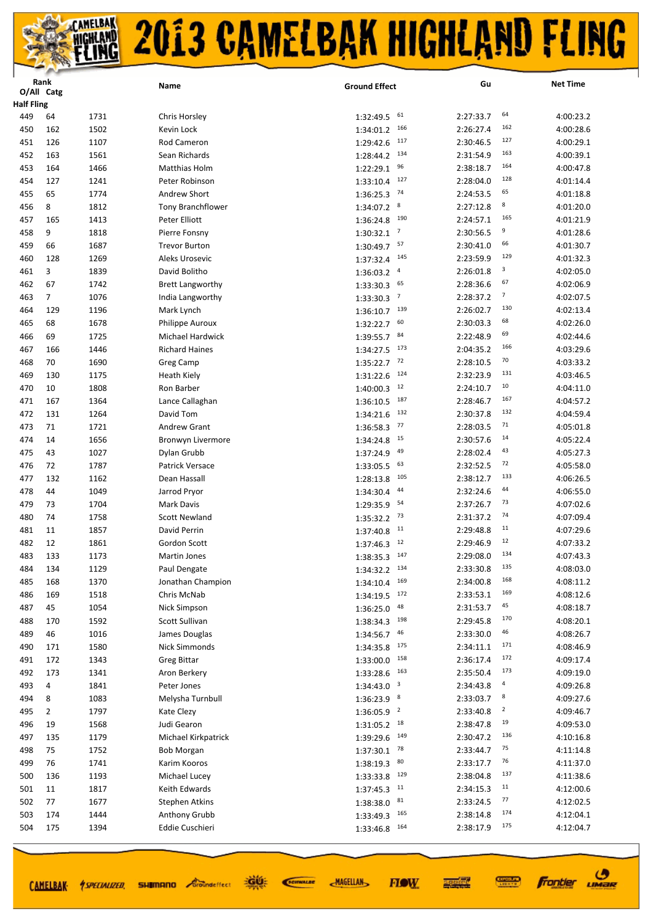# 2013 CAMELBAK HIGHLAND FLING

| Rank O/All | Catg | | Name | Ground Effect | | Gu | | Net Time |
|---|---|---|---|---|---|---|---|---|
| **Half Fling** | | | | | | | | |
| 449 | 64 | 1731 | Chris Horsley | 1:32:49.5 | 61 | 2:27:33.7 | 64 | 4:00:23.2 |
| 450 | 162 | 1502 | Kevin Lock | 1:34:01.2 | 166 | 2:26:27.4 | 162 | 4:00:28.6 |
| 451 | 126 | 1107 | Rod Cameron | 1:29:42.6 | 117 | 2:30:46.5 | 127 | 4:00:29.1 |
| 452 | 163 | 1561 | Sean Richards | 1:28:44.2 | 134 | 2:31:54.9 | 163 | 4:00:39.1 |
| 453 | 164 | 1466 | Matthias Holm | 1:22:29.1 | 96 | 2:38:18.7 | 164 | 4:00:47.8 |
| 454 | 127 | 1241 | Peter Robinson | 1:33:10.4 | 127 | 2:28:04.0 | 128 | 4:01:14.4 |
| 455 | 65 | 1774 | Andrew Short | 1:36:25.3 | 74 | 2:24:53.5 | 65 | 4:01:18.8 |
| 456 | 8 | 1812 | Tony Branchflower | 1:34:07.2 | 8 | 2:27:12.8 | 8 | 4:01:20.0 |
| 457 | 165 | 1413 | Peter Elliott | 1:36:24.8 | 190 | 2:24:57.1 | 165 | 4:01:21.9 |
| 458 | 9 | 1818 | Pierre Fonsny | 1:30:32.1 | 7 | 2:30:56.5 | 9 | 4:01:28.6 |
| 459 | 66 | 1687 | Trevor Burton | 1:30:49.7 | 57 | 2:30:41.0 | 66 | 4:01:30.7 |
| 460 | 128 | 1269 | Aleks Urosevic | 1:37:32.4 | 145 | 2:23:59.9 | 129 | 4:01:32.3 |
| 461 | 3 | 1839 | David Bolitho | 1:36:03.2 | 4 | 2:26:01.8 | 3 | 4:02:05.0 |
| 462 | 67 | 1742 | Brett Langworthy | 1:33:30.3 | 65 | 2:28:36.6 | 67 | 4:02:06.9 |
| 463 | 7 | 1076 | India Langworthy | 1:33:30.3 | 7 | 2:28:37.2 | 7 | 4:02:07.5 |
| 464 | 129 | 1196 | Mark Lynch | 1:36:10.7 | 139 | 2:26:02.7 | 130 | 4:02:13.4 |
| 465 | 68 | 1678 | Philippe Auroux | 1:32:22.7 | 60 | 2:30:03.3 | 68 | 4:02:26.0 |
| 466 | 69 | 1725 | Michael Hardwick | 1:39:55.7 | 84 | 2:22:48.9 | 69 | 4:02:44.6 |
| 467 | 166 | 1446 | Richard Haines | 1:34:27.5 | 173 | 2:04:35.2 | 166 | 4:03:29.6 |
| 468 | 70 | 1690 | Greg Camp | 1:35:22.7 | 72 | 2:28:10.5 | 70 | 4:03:33.2 |
| 469 | 130 | 1175 | Heath Kiely | 1:31:22.6 | 124 | 2:32:23.9 | 131 | 4:03:46.5 |
| 470 | 10 | 1808 | Ron Barber | 1:40:00.3 | 12 | 2:24:10.7 | 10 | 4:04:11.0 |
| 471 | 167 | 1364 | Lance Callaghan | 1:36:10.5 | 187 | 2:28:46.7 | 167 | 4:04:57.2 |
| 472 | 131 | 1264 | David Tom | 1:34:21.6 | 132 | 2:30:37.8 | 132 | 4:04:59.4 |
| 473 | 71 | 1721 | Andrew Grant | 1:36:58.3 | 77 | 2:28:03.5 | 71 | 4:05:01.8 |
| 474 | 14 | 1656 | Bronwyn Livermore | 1:34:24.8 | 15 | 2:30:57.6 | 14 | 4:05:22.4 |
| 475 | 43 | 1027 | Dylan Grubb | 1:37:24.9 | 49 | 2:28:02.4 | 43 | 4:05:27.3 |
| 476 | 72 | 1787 | Patrick Versace | 1:33:05.5 | 63 | 2:32:52.5 | 72 | 4:05:58.0 |
| 477 | 132 | 1162 | Dean Hassall | 1:28:13.8 | 105 | 2:38:12.7 | 133 | 4:06:26.5 |
| 478 | 44 | 1049 | Jarrod Pryor | 1:34:30.4 | 44 | 2:32:24.6 | 44 | 4:06:55.0 |
| 479 | 73 | 1704 | Mark Davis | 1:29:35.9 | 54 | 2:37:26.7 | 73 | 4:07:02.6 |
| 480 | 74 | 1758 | Scott Newland | 1:35:32.2 | 73 | 2:31:37.2 | 74 | 4:07:09.4 |
| 481 | 11 | 1857 | David Perrin | 1:37:40.8 | 11 | 2:29:48.8 | 11 | 4:07:29.6 |
| 482 | 12 | 1861 | Gordon Scott | 1:37:46.3 | 12 | 2:29:46.9 | 12 | 4:07:33.2 |
| 483 | 133 | 1173 | Martin Jones | 1:38:35.3 | 147 | 2:29:08.0 | 134 | 4:07:43.3 |
| 484 | 134 | 1129 | Paul Dengate | 1:34:32.2 | 134 | 2:33:30.8 | 135 | 4:08:03.0 |
| 485 | 168 | 1370 | Jonathan Champion | 1:34:10.4 | 169 | 2:34:00.8 | 168 | 4:08:11.2 |
| 486 | 169 | 1518 | Chris McNab | 1:34:19.5 | 172 | 2:33:53.1 | 169 | 4:08:12.6 |
| 487 | 45 | 1054 | Nick Simpson | 1:36:25.0 | 48 | 2:31:53.7 | 45 | 4:08:18.7 |
| 488 | 170 | 1592 | Scott Sullivan | 1:38:34.3 | 198 | 2:29:45.8 | 170 | 4:08:20.1 |
| 489 | 46 | 1016 | James Douglas | 1:34:56.7 | 46 | 2:33:30.0 | 46 | 4:08:26.7 |
| 490 | 171 | 1580 | Nick Simmonds | 1:34:35.8 | 175 | 2:34:11.1 | 171 | 4:08:46.9 |
| 491 | 172 | 1343 | Greg Bittar | 1:33:00.0 | 158 | 2:36:17.4 | 172 | 4:09:17.4 |
| 492 | 173 | 1341 | Aron Berkery | 1:33:28.6 | 163 | 2:35:50.4 | 173 | 4:09:19.0 |
| 493 | 4 | 1841 | Peter Jones | 1:34:43.0 | 3 | 2:34:43.8 | 4 | 4:09:26.8 |
| 494 | 8 | 1083 | Melysha Turnbull | 1:36:23.9 | 8 | 2:33:03.7 | 8 | 4:09:27.6 |
| 495 | 2 | 1797 | Kate Clezy | 1:36:05.9 | 2 | 2:33:40.8 | 2 | 4:09:46.7 |
| 496 | 19 | 1568 | Judi Gearon | 1:31:05.2 | 18 | 2:38:47.8 | 19 | 4:09:53.0 |
| 497 | 135 | 1179 | Michael Kirkpatrick | 1:39:29.6 | 149 | 2:30:47.2 | 136 | 4:10:16.8 |
| 498 | 75 | 1752 | Bob Morgan | 1:37:30.1 | 78 | 2:33:44.7 | 75 | 4:11:14.8 |
| 499 | 76 | 1741 | Karim Kooros | 1:38:19.3 | 80 | 2:33:17.7 | 76 | 4:11:37.0 |
| 500 | 136 | 1193 | Michael Lucey | 1:33:33.8 | 129 | 2:38:04.8 | 137 | 4:11:38.6 |
| 501 | 11 | 1817 | Keith Edwards | 1:37:45.3 | 11 | 2:34:15.3 | 11 | 4:12:00.6 |
| 502 | 77 | 1677 | Stephen Atkins | 1:38:38.0 | 81 | 2:33:24.5 | 77 | 4:12:02.5 |
| 503 | 174 | 1444 | Anthony Grubb | 1:33:49.3 | 165 | 2:38:14.8 | 174 | 4:12:04.1 |
| 504 | 175 | 1394 | Eddie Cuschieri | 1:33:46.8 | 164 | 2:38:17.9 | 175 | 4:12:04.7 |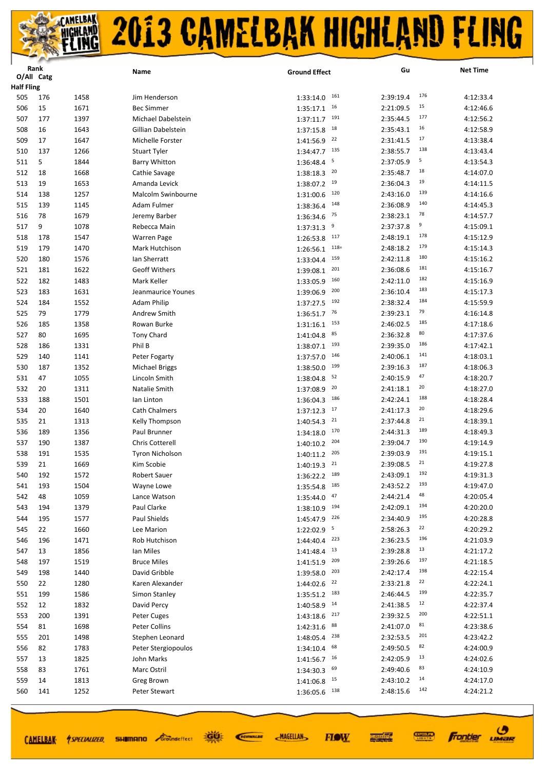# 2013 CAMELBAK HIGHLAND FLING

| Rank O/All | Catg | | Name | Ground Effect | | Gu | | Net Time |
|---|---|---|---|---|---|---|---|---|
| **Half Fling** | | | | | | | | |
| 505 | 176 | 1458 | Jim Henderson | 1:33:14.0 | 161 | 2:39:19.4 | 176 | 4:12:33.4 |
| 506 | 15 | 1671 | Bec Simmer | 1:35:17.1 | 16 | 2:21:09.5 | 15 | 4:12:46.6 |
| 507 | 177 | 1397 | Michael Dabelstein | 1:37:11.7 | 191 | 2:35:44.5 | 177 | 4:12:56.2 |
| 508 | 16 | 1643 | Gillian Dabelstein | 1:37:15.8 | 18 | 2:35:43.1 | 16 | 4:12:58.9 |
| 509 | 17 | 1647 | Michelle Forster | 1:41:56.9 | 22 | 2:31:41.5 | 17 | 4:13:38.4 |
| 510 | 137 | 1266 | Stuart Tyler | 1:34:47.7 | 135 | 2:38:55.7 | 138 | 4:13:43.4 |
| 511 | 5 | 1844 | Barry Whitton | 1:36:48.4 | 5 | 2:37:05.9 | 5 | 4:13:54.3 |
| 512 | 18 | 1668 | Cathie Savage | 1:38:18.3 | 20 | 2:35:48.7 | 18 | 4:14:07.0 |
| 513 | 19 | 1653 | Amanda Levick | 1:38:07.2 | 19 | 2:36:04.3 | 19 | 4:14:11.5 |
| 514 | 138 | 1257 | Malcolm Swinbourne | 1:31:00.6 | 120 | 2:43:16.0 | 139 | 4:14:16.6 |
| 515 | 139 | 1145 | Adam Fulmer | 1:38:36.4 | 148 | 2:36:08.9 | 140 | 4:14:45.3 |
| 516 | 78 | 1679 | Jeremy Barber | 1:36:34.6 | 75 | 2:38:23.1 | 78 | 4:14:57.7 |
| 517 | 9 | 1078 | Rebecca Main | 1:37:31.3 | 9 | 2:37:37.8 | 9 | 4:15:09.1 |
| 518 | 178 | 1547 | Warren Page | 1:26:53.8 | 117 | 2:48:19.1 | 178 | 4:15:12.9 |
| 519 | 179 | 1470 | Mark Hutchison | 1:26:56.1 | 118= | 2:48:18.2 | 179 | 4:15:14.3 |
| 520 | 180 | 1576 | Ian Sherratt | 1:33:04.4 | 159 | 2:42:11.8 | 180 | 4:15:16.2 |
| 521 | 181 | 1622 | Geoff Withers | 1:39:08.1 | 201 | 2:36:08.6 | 181 | 4:15:16.7 |
| 522 | 182 | 1483 | Mark Keller | 1:33:05.9 | 160 | 2:42:11.0 | 182 | 4:15:16.9 |
| 523 | 183 | 1631 | Jeanmaurice Younes | 1:39:06.9 | 200 | 2:36:10.4 | 183 | 4:15:17.3 |
| 524 | 184 | 1552 | Adam Philip | 1:37:27.5 | 192 | 2:38:32.4 | 184 | 4:15:59.9 |
| 525 | 79 | 1779 | Andrew Smith | 1:36:51.7 | 76 | 2:39:23.1 | 79 | 4:16:14.8 |
| 526 | 185 | 1358 | Rowan Burke | 1:31:16.1 | 153 | 2:46:02.5 | 185 | 4:17:18.6 |
| 527 | 80 | 1695 | Tony Chard | 1:41:04.8 | 85 | 2:36:32.8 | 80 | 4:17:37.6 |
| 528 | 186 | 1331 | Phil B | 1:38:07.1 | 193 | 2:39:35.0 | 186 | 4:17:42.1 |
| 529 | 140 | 1141 | Peter Fogarty | 1:37:57.0 | 146 | 2:40:06.1 | 141 | 4:18:03.1 |
| 530 | 187 | 1352 | Michael Briggs | 1:38:50.0 | 199 | 2:39:16.3 | 187 | 4:18:06.3 |
| 531 | 47 | 1055 | Lincoln Smith | 1:38:04.8 | 52 | 2:40:15.9 | 47 | 4:18:20.7 |
| 532 | 20 | 1311 | Natalie Smith | 1:37:08.9 | 20 | 2:41:18.1 | 20 | 4:18:27.0 |
| 533 | 188 | 1501 | Ian Linton | 1:36:04.3 | 186 | 2:42:24.1 | 188 | 4:18:28.4 |
| 534 | 20 | 1640 | Cath Chalmers | 1:37:12.3 | 17 | 2:41:17.3 | 20 | 4:18:29.6 |
| 535 | 21 | 1313 | Kelly Thompson | 1:40:54.3 | 21 | 2:37:44.8 | 21 | 4:18:39.1 |
| 536 | 189 | 1356 | Paul Brunner | 1:34:18.0 | 170 | 2:44:31.3 | 189 | 4:18:49.3 |
| 537 | 190 | 1387 | Chris Cotterell | 1:40:10.2 | 204 | 2:39:04.7 | 190 | 4:19:14.9 |
| 538 | 191 | 1535 | Tyron Nicholson | 1:40:11.2 | 205 | 2:39:03.9 | 191 | 4:19:15.1 |
| 539 | 21 | 1669 | Kim Scobie | 1:40:19.3 | 21 | 2:39:08.5 | 21 | 4:19:27.8 |
| 540 | 192 | 1572 | Robert Sauer | 1:36:22.2 | 189 | 2:43:09.1 | 192 | 4:19:31.3 |
| 541 | 193 | 1504 | Wayne Lowe | 1:35:54.8 | 185 | 2:43:52.2 | 193 | 4:19:47.0 |
| 542 | 48 | 1059 | Lance Watson | 1:35:44.0 | 47 | 2:44:21.4 | 48 | 4:20:05.4 |
| 543 | 194 | 1379 | Paul Clarke | 1:38:10.9 | 194 | 2:42:09.1 | 194 | 4:20:20.0 |
| 544 | 195 | 1577 | Paul Shields | 1:45:47.9 | 226 | 2:34:40.9 | 195 | 4:20:28.8 |
| 545 | 22 | 1660 | Lee Marion | 1:22:02.9 | 5 | 2:58:26.3 | 22 | 4:20:29.2 |
| 546 | 196 | 1471 | Rob Hutchison | 1:44:40.4 | 223 | 2:36:23.5 | 196 | 4:21:03.9 |
| 547 | 13 | 1856 | Ian Miles | 1:41:48.4 | 13 | 2:39:28.8 | 13 | 4:21:17.2 |
| 548 | 197 | 1519 | Bruce Miles | 1:41:51.9 | 209 | 2:39:26.6 | 197 | 4:21:18.5 |
| 549 | 198 | 1440 | David Gribble | 1:39:58.0 | 203 | 2:42:17.4 | 198 | 4:22:15.4 |
| 550 | 22 | 1280 | Karen Alexander | 1:44:02.6 | 22 | 2:33:21.8 | 22 | 4:22:24.1 |
| 551 | 199 | 1586 | Simon Stanley | 1:35:51.2 | 183 | 2:46:44.5 | 199 | 4:22:35.7 |
| 552 | 12 | 1832 | David Percy | 1:40:58.9 | 14 | 2:41:38.5 | 12 | 4:22:37.4 |
| 553 | 200 | 1391 | Peter Cuges | 1:43:18.6 | 217 | 2:39:32.5 | 200 | 4:22:51.1 |
| 554 | 81 | 1698 | Peter Collins | 1:42:31.6 | 88 | 2:41:07.0 | 81 | 4:23:38.6 |
| 555 | 201 | 1498 | Stephen Leonard | 1:48:05.4 | 238 | 2:32:53.5 | 201 | 4:23:42.2 |
| 556 | 82 | 1783 | Peter Stergiopoulos | 1:34:10.4 | 68 | 2:49:50.5 | 82 | 4:24:00.9 |
| 557 | 13 | 1825 | John Marks | 1:41:56.7 | 16 | 2:42:05.9 | 13 | 4:24:02.6 |
| 558 | 83 | 1761 | Marc Ostril | 1:34:30.3 | 69 | 2:49:40.6 | 83 | 4:24:10.9 |
| 559 | 14 | 1813 | Greg Brown | 1:41:06.8 | 15 | 2:43:10.2 | 14 | 4:24:17.0 |
| 560 | 141 | 1252 | Peter Stewart | 1:36:05.6 | 138 | 2:48:15.6 | 142 | 4:24:21.2 |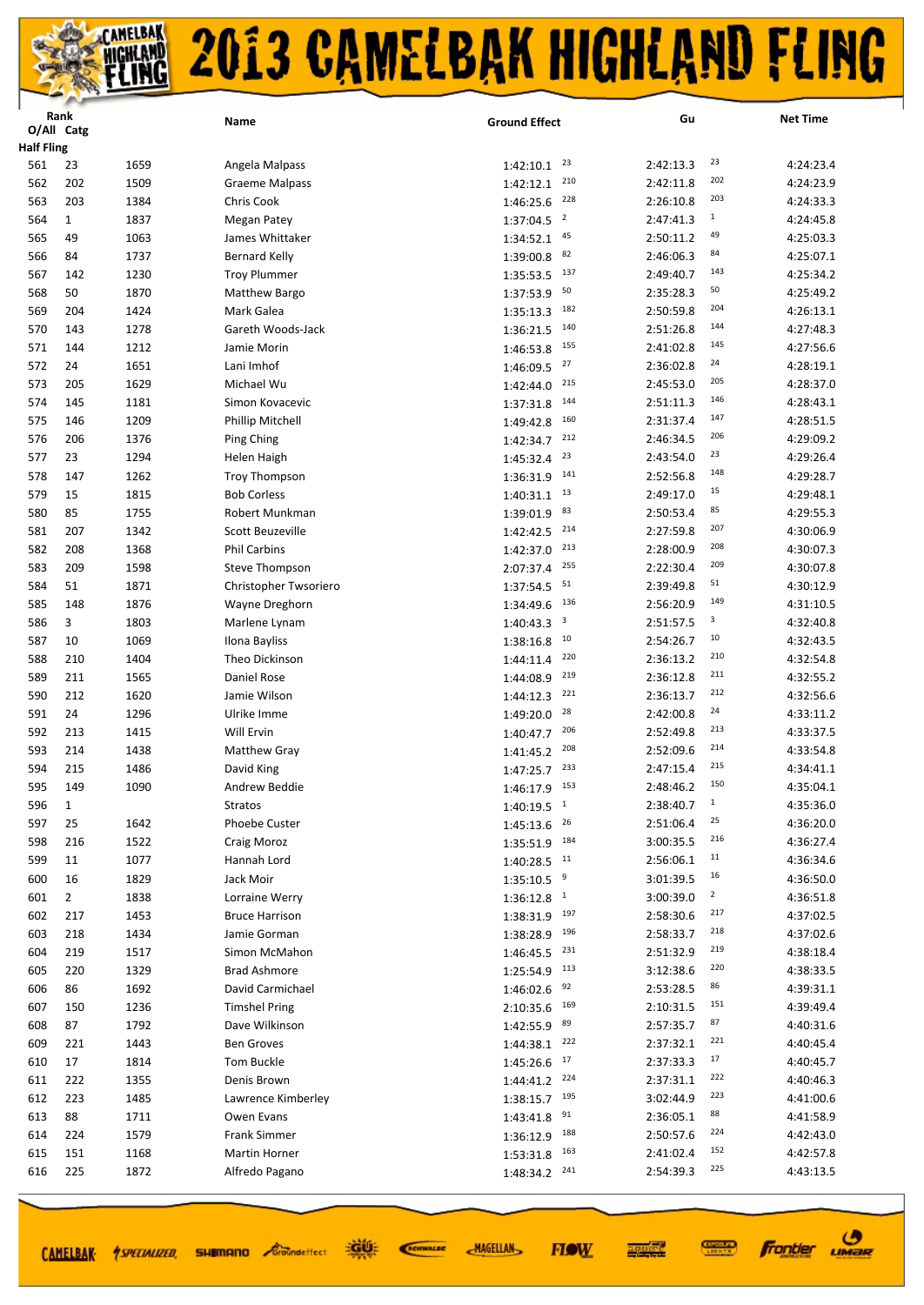# 2013 CAMELBAK HIGHLAND FLING

| Rank O/All | Catg | | Name | Ground Effect | | Gu | | Net Time |
|---|---|---|---|---|---|---|---|---|
| **Half Fling** | | | | | | | | |
| 561 | 23 | 1659 | Angela Malpass | 1:42:10.1 | 23 | 2:42:13.3 | 23 | 4:24:23.4 |
| 562 | 202 | 1509 | Graeme Malpass | 1:42:12.1 | 210 | 2:42:11.8 | 202 | 4:24:23.9 |
| 563 | 203 | 1384 | Chris Cook | 1:46:25.6 | 228 | 2:26:10.8 | 203 | 4:24:33.3 |
| 564 | 1 | 1837 | Megan Patey | 1:37:04.5 | 2 | 2:47:41.3 | 1 | 4:24:45.8 |
| 565 | 49 | 1063 | James Whittaker | 1:34:52.1 | 45 | 2:50:11.2 | 49 | 4:25:03.3 |
| 566 | 84 | 1737 | Bernard Kelly | 1:39:00.8 | 82 | 2:46:06.3 | 84 | 4:25:07.1 |
| 567 | 142 | 1230 | Troy Plummer | 1:35:53.5 | 137 | 2:49:40.7 | 143 | 4:25:34.2 |
| 568 | 50 | 1870 | Matthew Bargo | 1:37:53.9 | 50 | 2:35:28.3 | 50 | 4:25:49.2 |
| 569 | 204 | 1424 | Mark Galea | 1:35:13.3 | 182 | 2:50:59.8 | 204 | 4:26:13.1 |
| 570 | 143 | 1278 | Gareth Woods-Jack | 1:36:21.5 | 140 | 2:51:26.8 | 144 | 4:27:48.3 |
| 571 | 144 | 1212 | Jamie Morin | 1:46:53.8 | 155 | 2:41:02.8 | 145 | 4:27:56.6 |
| 572 | 24 | 1651 | Lani Imhof | 1:46:09.5 | 27 | 2:36:02.8 | 24 | 4:28:19.1 |
| 573 | 205 | 1629 | Michael Wu | 1:42:44.0 | 215 | 2:45:53.0 | 205 | 4:28:37.0 |
| 574 | 145 | 1181 | Simon Kovacevic | 1:37:31.8 | 144 | 2:51:11.3 | 146 | 4:28:43.1 |
| 575 | 146 | 1209 | Phillip Mitchell | 1:49:42.8 | 160 | 2:31:37.4 | 147 | 4:28:51.5 |
| 576 | 206 | 1376 | Ping Ching | 1:42:34.7 | 212 | 2:46:34.5 | 206 | 4:29:09.2 |
| 577 | 23 | 1294 | Helen Haigh | 1:45:32.4 | 23 | 2:43:54.0 | 23 | 4:29:26.4 |
| 578 | 147 | 1262 | Troy Thompson | 1:36:31.9 | 141 | 2:52:56.8 | 148 | 4:29:28.7 |
| 579 | 15 | 1815 | Bob Corless | 1:40:31.1 | 13 | 2:49:17.0 | 15 | 4:29:48.1 |
| 580 | 85 | 1755 | Robert Munkman | 1:39:01.9 | 83 | 2:50:53.4 | 85 | 4:29:55.3 |
| 581 | 207 | 1342 | Scott Beuzeville | 1:42:42.5 | 214 | 2:27:59.8 | 207 | 4:30:06.9 |
| 582 | 208 | 1368 | Phil Carbins | 1:42:37.0 | 213 | 2:28:00.9 | 208 | 4:30:07.3 |
| 583 | 209 | 1598 | Steve Thompson | 2:07:37.4 | 255 | 2:22:30.4 | 209 | 4:30:07.8 |
| 584 | 51 | 1871 | Christopher Twsoriero | 1:37:54.5 | 51 | 2:39:49.8 | 51 | 4:30:12.9 |
| 585 | 148 | 1876 | Wayne Dreghorn | 1:34:49.6 | 136 | 2:56:20.9 | 149 | 4:31:10.5 |
| 586 | 3 | 1803 | Marlene Lynam | 1:40:43.3 | 3 | 2:51:57.5 | 3 | 4:32:40.8 |
| 587 | 10 | 1069 | Ilona Bayliss | 1:38:16.8 | 10 | 2:54:26.7 | 10 | 4:32:43.5 |
| 588 | 210 | 1404 | Theo Dickinson | 1:44:11.4 | 220 | 2:36:13.2 | 210 | 4:32:54.8 |
| 589 | 211 | 1565 | Daniel Rose | 1:44:08.9 | 219 | 2:36:12.8 | 211 | 4:32:55.2 |
| 590 | 212 | 1620 | Jamie Wilson | 1:44:12.3 | 221 | 2:36:13.7 | 212 | 4:32:56.6 |
| 591 | 24 | 1296 | Ulrike Imme | 1:49:20.0 | 28 | 2:42:00.8 | 24 | 4:33:11.2 |
| 592 | 213 | 1415 | Will Ervin | 1:40:47.7 | 206 | 2:52:49.8 | 213 | 4:33:37.5 |
| 593 | 214 | 1438 | Matthew Gray | 1:41:45.2 | 208 | 2:52:09.6 | 214 | 4:33:54.8 |
| 594 | 215 | 1486 | David King | 1:47:25.7 | 233 | 2:47:15.4 | 215 | 4:34:41.1 |
| 595 | 149 | 1090 | Andrew Beddie | 1:46:17.9 | 153 | 2:48:46.2 | 150 | 4:35:04.1 |
| 596 | 1 | | Stratos | 1:40:19.5 | 1 | 2:38:40.7 | 1 | 4:35:36.0 |
| 597 | 25 | 1642 | Phoebe Custer | 1:45:13.6 | 26 | 2:51:06.4 | 25 | 4:36:20.0 |
| 598 | 216 | 1522 | Craig Moroz | 1:35:51.9 | 184 | 3:00:35.5 | 216 | 4:36:27.4 |
| 599 | 11 | 1077 | Hannah Lord | 1:40:28.5 | 11 | 2:56:06.1 | 11 | 4:36:34.6 |
| 600 | 16 | 1829 | Jack Moir | 1:35:10.5 | 9 | 3:01:39.5 | 16 | 4:36:50.0 |
| 601 | 2 | 1838 | Lorraine Werry | 1:36:12.8 | 1 | 3:00:39.0 | 2 | 4:36:51.8 |
| 602 | 217 | 1453 | Bruce Harrison | 1:38:31.9 | 197 | 2:58:30.6 | 217 | 4:37:02.5 |
| 603 | 218 | 1434 | Jamie Gorman | 1:38:28.9 | 196 | 2:58:33.7 | 218 | 4:37:02.6 |
| 604 | 219 | 1517 | Simon McMahon | 1:46:45.5 | 231 | 2:51:32.9 | 219 | 4:38:18.4 |
| 605 | 220 | 1329 | Brad Ashmore | 1:25:54.9 | 113 | 3:12:38.6 | 220 | 4:38:33.5 |
| 606 | 86 | 1692 | David Carmichael | 1:46:02.6 | 92 | 2:53:28.5 | 86 | 4:39:31.1 |
| 607 | 150 | 1236 | Timshel Pring | 2:10:35.6 | 169 | 2:10:31.5 | 151 | 4:39:49.4 |
| 608 | 87 | 1792 | Dave Wilkinson | 1:42:55.9 | 89 | 2:57:35.7 | 87 | 4:40:31.6 |
| 609 | 221 | 1443 | Ben Groves | 1:44:38.1 | 222 | 2:37:32.1 | 221 | 4:40:45.4 |
| 610 | 17 | 1814 | Tom Buckle | 1:45:26.6 | 17 | 2:37:33.3 | 17 | 4:40:45.7 |
| 611 | 222 | 1355 | Denis Brown | 1:44:41.2 | 224 | 2:37:31.1 | 222 | 4:40:46.3 |
| 612 | 223 | 1485 | Lawrence Kimberley | 1:38:15.7 | 195 | 3:02:44.9 | 223 | 4:41:00.6 |
| 613 | 88 | 1711 | Owen Evans | 1:43:41.8 | 91 | 2:36:05.1 | 88 | 4:41:58.9 |
| 614 | 224 | 1579 | Frank Simmer | 1:36:12.9 | 188 | 2:50:57.6 | 224 | 4:42:43.0 |
| 615 | 151 | 1168 | Martin Horner | 1:53:31.8 | 163 | 2:41:02.4 | 152 | 4:42:57.8 |
| 616 | 225 | 1872 | Alfredo Pagano | 1:48:34.2 | 241 | 2:54:39.3 | 225 | 4:43:13.5 |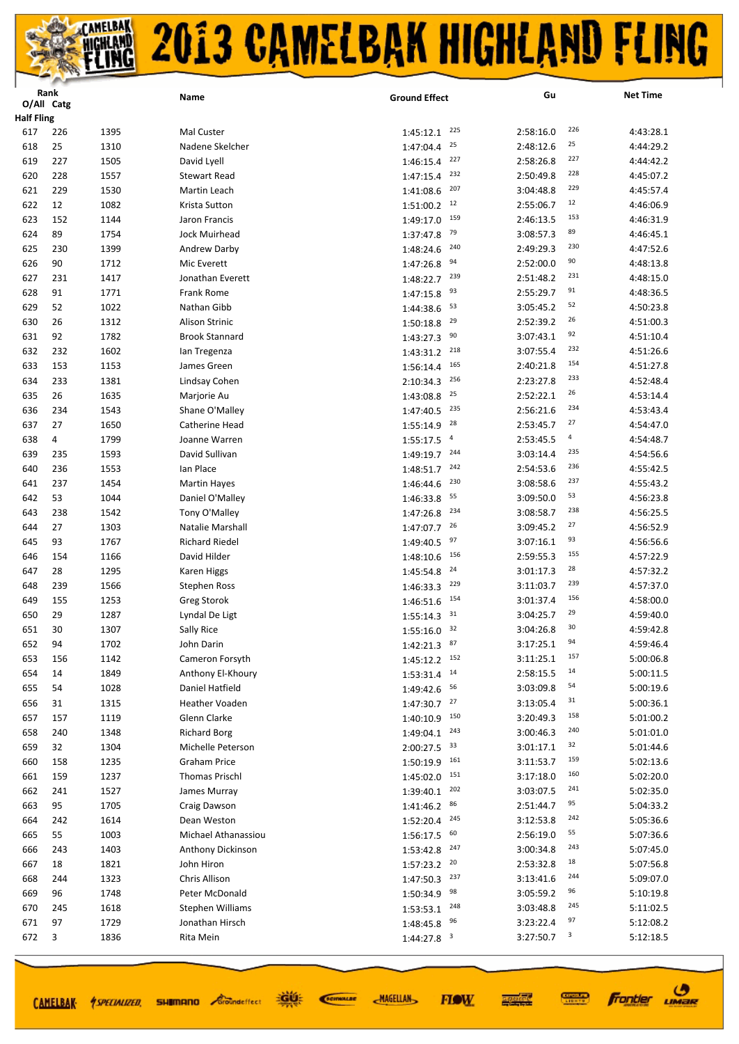# 2013 CAMELBAK HIGHLAND FLING

| Rank O/All | Catg | | Name | Ground Effect | | Gu | | Net Time |
|---|---|---|---|---|---|---|---|---|
| **Half Fling** | | | | | | | | |
| 617 | 226 | 1395 | Mal Custer | 1:45:12.1 | 225 | 2:58:16.0 | 226 | 4:43:28.1 |
| 618 | 25 | 1310 | Nadene Skelcher | 1:47:04.4 | 25 | 2:48:12.6 | 25 | 4:44:29.2 |
| 619 | 227 | 1505 | David Lyell | 1:46:15.4 | 227 | 2:58:26.8 | 227 | 4:44:42.2 |
| 620 | 228 | 1557 | Stewart Read | 1:47:15.4 | 232 | 2:50:49.8 | 228 | 4:45:07.2 |
| 621 | 229 | 1530 | Martin Leach | 1:41:08.6 | 207 | 3:04:48.8 | 229 | 4:45:57.4 |
| 622 | 12 | 1082 | Krista Sutton | 1:51:00.2 | 12 | 2:55:06.7 | 12 | 4:46:06.9 |
| 623 | 152 | 1144 | Jaron Francis | 1:49:17.0 | 159 | 2:46:13.5 | 153 | 4:46:31.9 |
| 624 | 89 | 1754 | Jock Muirhead | 1:37:47.8 | 79 | 3:08:57.3 | 89 | 4:46:45.1 |
| 625 | 230 | 1399 | Andrew Darby | 1:48:24.6 | 240 | 2:49:29.3 | 230 | 4:47:52.6 |
| 626 | 90 | 1712 | Mic Everett | 1:47:26.8 | 94 | 2:52:00.0 | 90 | 4:48:13.8 |
| 627 | 231 | 1417 | Jonathan Everett | 1:48:22.7 | 239 | 2:51:48.2 | 231 | 4:48:15.0 |
| 628 | 91 | 1771 | Frank Rome | 1:47:15.8 | 93 | 2:55:29.7 | 91 | 4:48:36.5 |
| 629 | 52 | 1022 | Nathan Gibb | 1:44:38.6 | 53 | 3:05:45.2 | 52 | 4:50:23.8 |
| 630 | 26 | 1312 | Alison Strinic | 1:50:18.8 | 29 | 2:52:39.2 | 26 | 4:51:00.3 |
| 631 | 92 | 1782 | Brook Stannard | 1:43:27.3 | 90 | 3:07:43.1 | 92 | 4:51:10.4 |
| 632 | 232 | 1602 | Ian Tregenza | 1:43:31.2 | 218 | 3:07:55.4 | 232 | 4:51:26.6 |
| 633 | 153 | 1153 | James Green | 1:56:14.4 | 165 | 2:40:21.8 | 154 | 4:51:27.8 |
| 634 | 233 | 1381 | Lindsay Cohen | 2:10:34.3 | 256 | 2:23:27.8 | 233 | 4:52:48.4 |
| 635 | 26 | 1635 | Marjorie Au | 1:43:08.8 | 25 | 2:52:22.1 | 26 | 4:53:14.4 |
| 636 | 234 | 1543 | Shane O'Malley | 1:47:40.5 | 235 | 2:56:21.6 | 234 | 4:53:43.4 |
| 637 | 27 | 1650 | Catherine Head | 1:55:14.9 | 28 | 2:53:45.7 | 27 | 4:54:47.0 |
| 638 | 4 | 1799 | Joanne Warren | 1:55:17.5 | 4 | 2:53:45.5 | 4 | 4:54:48.7 |
| 639 | 235 | 1593 | David Sullivan | 1:49:19.7 | 244 | 3:03:14.4 | 235 | 4:54:56.6 |
| 640 | 236 | 1553 | Ian Place | 1:48:51.7 | 242 | 2:54:53.6 | 236 | 4:55:42.5 |
| 641 | 237 | 1454 | Martin Hayes | 1:46:44.6 | 230 | 3:08:58.6 | 237 | 4:55:43.2 |
| 642 | 53 | 1044 | Daniel O'Malley | 1:46:33.8 | 55 | 3:09:50.0 | 53 | 4:56:23.8 |
| 643 | 238 | 1542 | Tony O'Malley | 1:47:26.8 | 234 | 3:08:58.7 | 238 | 4:56:25.5 |
| 644 | 27 | 1303 | Natalie Marshall | 1:47:07.7 | 26 | 3:09:45.2 | 27 | 4:56:52.9 |
| 645 | 93 | 1767 | Richard Riedel | 1:49:40.5 | 97 | 3:07:16.1 | 93 | 4:56:56.6 |
| 646 | 154 | 1166 | David Hilder | 1:48:10.6 | 156 | 2:59:55.3 | 155 | 4:57:22.9 |
| 647 | 28 | 1295 | Karen Higgs | 1:45:54.8 | 24 | 3:01:17.3 | 28 | 4:57:32.2 |
| 648 | 239 | 1566 | Stephen Ross | 1:46:33.3 | 229 | 3:11:03.7 | 239 | 4:57:37.0 |
| 649 | 155 | 1253 | Greg Storok | 1:46:51.6 | 154 | 3:01:37.4 | 156 | 4:58:00.0 |
| 650 | 29 | 1287 | Lyndal De Ligt | 1:55:14.3 | 31 | 3:04:25.7 | 29 | 4:59:40.0 |
| 651 | 30 | 1307 | Sally Rice | 1:55:16.0 | 32 | 3:04:26.8 | 30 | 4:59:42.8 |
| 652 | 94 | 1702 | John Darin | 1:42:21.3 | 87 | 3:17:25.1 | 94 | 4:59:46.4 |
| 653 | 156 | 1142 | Cameron Forsyth | 1:45:12.2 | 152 | 3:11:25.1 | 157 | 5:00:06.8 |
| 654 | 14 | 1849 | Anthony El-Khoury | 1:53:31.4 | 14 | 2:58:15.5 | 14 | 5:00:11.5 |
| 655 | 54 | 1028 | Daniel Hatfield | 1:49:42.6 | 56 | 3:03:09.8 | 54 | 5:00:19.6 |
| 656 | 31 | 1315 | Heather Voaden | 1:47:30.7 | 27 | 3:13:05.4 | 31 | 5:00:36.1 |
| 657 | 157 | 1119 | Glenn Clarke | 1:40:10.9 | 150 | 3:20:49.3 | 158 | 5:01:00.2 |
| 658 | 240 | 1348 | Richard Borg | 1:49:04.1 | 243 | 3:00:46.3 | 240 | 5:01:01.0 |
| 659 | 32 | 1304 | Michelle Peterson | 2:00:27.5 | 33 | 3:01:17.1 | 32 | 5:01:44.6 |
| 660 | 158 | 1235 | Graham Price | 1:50:19.9 | 161 | 3:11:53.7 | 159 | 5:02:13.6 |
| 661 | 159 | 1237 | Thomas Prischl | 1:45:02.0 | 151 | 3:17:18.0 | 160 | 5:02:20.0 |
| 662 | 241 | 1527 | James Murray | 1:39:40.1 | 202 | 3:03:07.5 | 241 | 5:02:35.0 |
| 663 | 95 | 1705 | Craig Dawson | 1:41:46.2 | 86 | 2:51:44.7 | 95 | 5:04:33.2 |
| 664 | 242 | 1614 | Dean Weston | 1:52:20.4 | 245 | 3:12:53.8 | 242 | 5:05:36.6 |
| 665 | 55 | 1003 | Michael Athanassiou | 1:56:17.5 | 60 | 2:56:19.0 | 55 | 5:07:36.6 |
| 666 | 243 | 1403 | Anthony Dickinson | 1:53:42.8 | 247 | 3:00:34.8 | 243 | 5:07:45.0 |
| 667 | 18 | 1821 | John Hiron | 1:57:23.2 | 20 | 2:53:32.8 | 18 | 5:07:56.8 |
| 668 | 244 | 1323 | Chris Allison | 1:47:50.3 | 237 | 3:13:41.6 | 244 | 5:09:07.0 |
| 669 | 96 | 1748 | Peter McDonald | 1:50:34.9 | 98 | 3:05:59.2 | 96 | 5:10:19.8 |
| 670 | 245 | 1618 | Stephen Williams | 1:53:53.1 | 248 | 3:03:48.8 | 245 | 5:11:02.5 |
| 671 | 97 | 1729 | Jonathan Hirsch | 1:48:45.8 | 96 | 3:23:22.4 | 97 | 5:12:08.2 |
| 672 | 3 | 1836 | Rita Mein | 1:44:27.8 | 3 | 3:27:50.7 | 3 | 5:12:18.5 |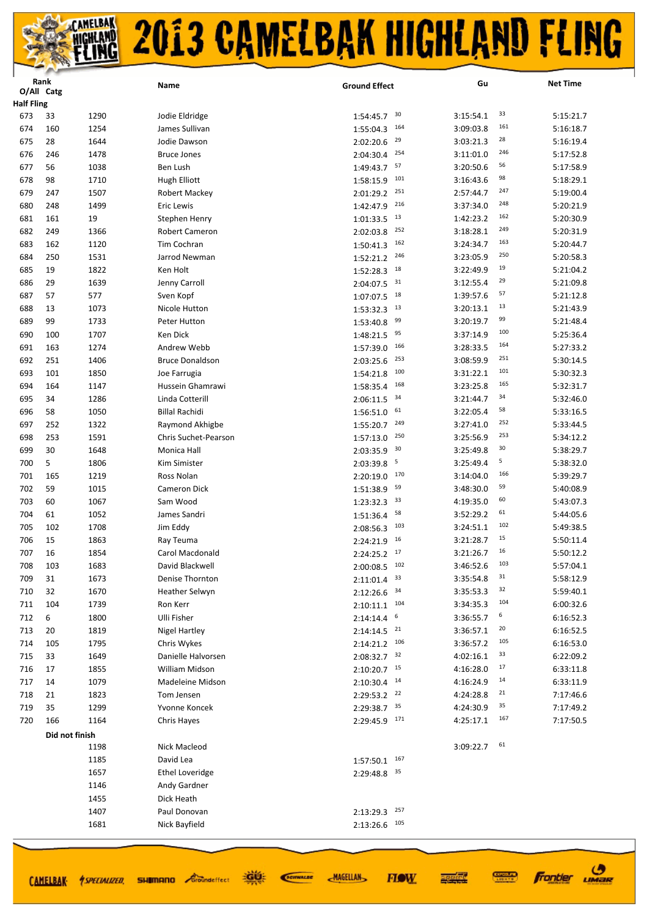# 2013 CAMELBAK HIGHLAND FLING

| Rank O/All | Catg | | Name | Ground Effect | | Gu | | Net Time |
|---|---|---|---|---|---|---|---|---|
| **Half Fling** | | | | | | | | |
| 673 | 33 | 1290 | Jodie Eldridge | 1:54:45.7 | 30 | 3:15:54.1 | 33 | 5:15:21.7 |
| 674 | 160 | 1254 | James Sullivan | 1:55:04.3 | 164 | 3:09:03.8 | 161 | 5:16:18.7 |
| 675 | 28 | 1644 | Jodie Dawson | 2:02:20.6 | 29 | 3:03:21.3 | 28 | 5:16:19.4 |
| 676 | 246 | 1478 | Bruce Jones | 2:04:30.4 | 254 | 3:11:01.0 | 246 | 5:17:52.8 |
| 677 | 56 | 1038 | Ben Lush | 1:49:43.7 | 57 | 3:20:50.6 | 56 | 5:17:58.9 |
| 678 | 98 | 1710 | Hugh Elliott | 1:58:15.9 | 101 | 3:16:43.6 | 98 | 5:18:29.1 |
| 679 | 247 | 1507 | Robert Mackey | 2:01:29.2 | 251 | 2:57:44.7 | 247 | 5:19:00.4 |
| 680 | 248 | 1499 | Eric Lewis | 1:42:47.9 | 216 | 3:37:34.0 | 248 | 5:20:21.9 |
| 681 | 161 | 19 | Stephen Henry | 1:01:33.5 | 13 | 1:42:23.2 | 162 | 5:20:30.9 |
| 682 | 249 | 1366 | Robert Cameron | 2:02:03.8 | 252 | 3:18:28.1 | 249 | 5:20:31.9 |
| 683 | 162 | 1120 | Tim Cochran | 1:50:41.3 | 162 | 3:24:34.7 | 163 | 5:20:44.7 |
| 684 | 250 | 1531 | Jarrod Newman | 1:52:21.2 | 246 | 3:23:05.9 | 250 | 5:20:58.3 |
| 685 | 19 | 1822 | Ken Holt | 1:52:28.3 | 18 | 3:22:49.9 | 19 | 5:21:04.2 |
| 686 | 29 | 1639 | Jenny Carroll | 2:04:07.5 | 31 | 3:12:55.4 | 29 | 5:21:09.8 |
| 687 | 57 | 577 | Sven Kopf | 1:07:07.5 | 18 | 1:39:57.6 | 57 | 5:21:12.8 |
| 688 | 13 | 1073 | Nicole Hutton | 1:53:32.3 | 13 | 3:20:13.1 | 13 | 5:21:43.9 |
| 689 | 99 | 1733 | Peter Hutton | 1:53:40.8 | 99 | 3:20:19.7 | 99 | 5:21:48.4 |
| 690 | 100 | 1707 | Ken Dick | 1:48:21.5 | 95 | 3:37:14.9 | 100 | 5:25:36.4 |
| 691 | 163 | 1274 | Andrew Webb | 1:57:39.0 | 166 | 3:28:33.5 | 164 | 5:27:33.2 |
| 692 | 251 | 1406 | Bruce Donaldson | 2:03:25.6 | 253 | 3:08:59.9 | 251 | 5:30:14.5 |
| 693 | 101 | 1850 | Joe Farrugia | 1:54:21.8 | 100 | 3:31:22.1 | 101 | 5:30:32.3 |
| 694 | 164 | 1147 | Hussein Ghamrawi | 1:58:35.4 | 168 | 3:23:25.8 | 165 | 5:32:31.7 |
| 695 | 34 | 1286 | Linda Cotterill | 2:06:11.5 | 34 | 3:21:44.7 | 34 | 5:32:46.0 |
| 696 | 58 | 1050 | Billal Rachidi | 1:56:51.0 | 61 | 3:22:05.4 | 58 | 5:33:16.5 |
| 697 | 252 | 1322 | Raymond Akhigbe | 1:55:20.7 | 249 | 3:27:41.0 | 252 | 5:33:44.5 |
| 698 | 253 | 1591 | Chris Suchet-Pearson | 1:57:13.0 | 250 | 3:25:56.9 | 253 | 5:34:12.2 |
| 699 | 30 | 1648 | Monica Hall | 2:03:35.9 | 30 | 3:25:49.8 | 30 | 5:38:29.7 |
| 700 | 5 | 1806 | Kim Simister | 2:03:39.8 | 5 | 3:25:49.4 | 5 | 5:38:32.0 |
| 701 | 165 | 1219 | Ross Nolan | 2:20:19.0 | 170 | 3:14:04.0 | 166 | 5:39:29.7 |
| 702 | 59 | 1015 | Cameron Dick | 1:51:38.9 | 59 | 3:48:30.0 | 59 | 5:40:08.9 |
| 703 | 60 | 1067 | Sam Wood | 1:23:32.3 | 33 | 4:19:35.0 | 60 | 5:43:07.3 |
| 704 | 61 | 1052 | James Sandri | 1:51:36.4 | 58 | 3:52:29.2 | 61 | 5:44:05.6 |
| 705 | 102 | 1708 | Jim Eddy | 2:08:56.3 | 103 | 3:24:51.1 | 102 | 5:49:38.5 |
| 706 | 15 | 1863 | Ray Teuma | 2:24:21.9 | 16 | 3:21:28.7 | 15 | 5:50:11.4 |
| 707 | 16 | 1854 | Carol Macdonald | 2:24:25.2 | 17 | 3:21:26.7 | 16 | 5:50:12.2 |
| 708 | 103 | 1683 | David Blackwell | 2:00:08.5 | 102 | 3:46:52.6 | 103 | 5:57:04.1 |
| 709 | 31 | 1673 | Denise Thornton | 2:11:01.4 | 33 | 3:35:54.8 | 31 | 5:58:12.9 |
| 710 | 32 | 1670 | Heather Selwyn | 2:12:26.6 | 34 | 3:35:53.3 | 32 | 5:59:40.1 |
| 711 | 104 | 1739 | Ron Kerr | 2:10:11.1 | 104 | 3:34:35.3 | 104 | 6:00:32.6 |
| 712 | 6 | 1800 | Ulli Fisher | 2:14:14.4 | 6 | 3:36:55.7 | 6 | 6:16:52.3 |
| 713 | 20 | 1819 | Nigel Hartley | 2:14:14.5 | 21 | 3:36:57.1 | 20 | 6:16:52.5 |
| 714 | 105 | 1795 | Chris Wykes | 2:14:21.2 | 106 | 3:36:57.2 | 105 | 6:16:53.0 |
| 715 | 33 | 1649 | Danielle Halvorsen | 2:08:32.7 | 32 | 4:02:16.1 | 33 | 6:22:09.2 |
| 716 | 17 | 1855 | William Midson | 2:10:20.7 | 15 | 4:16:28.0 | 17 | 6:33:11.8 |
| 717 | 14 | 1079 | Madeleine Midson | 2:10:30.4 | 14 | 4:16:24.9 | 14 | 6:33:11.9 |
| 718 | 21 | 1823 | Tom Jensen | 2:29:53.2 | 22 | 4:24:28.8 | 21 | 7:17:46.6 |
| 719 | 35 | 1299 | Yvonne Koncek | 2:29:38.7 | 35 | 4:24:30.9 | 35 | 7:17:49.2 |
| 720 | 166 | 1164 | Chris Hayes | 2:29:45.9 | 171 | 4:25:17.1 | 167 | 7:17:50.5 |
| | **Did not finish** | | | | | | | |
| | | 1198 | Nick Macleod | | | 3:09:22.7 | 61 | |
| | | 1185 | David Lea | 1:57:50.1 | 167 | | | |
| | | 1657 | Ethel Loveridge | 2:29:48.8 | 35 | | | |
| | | 1146 | Andy Gardner | | | | | |
| | | 1455 | Dick Heath | | | | | |
| | | 1407 | Paul Donovan | 2:13:29.3 | 257 | | | |
| | | 1681 | Nick Bayfield | 2:13:26.6 | 105 | | | |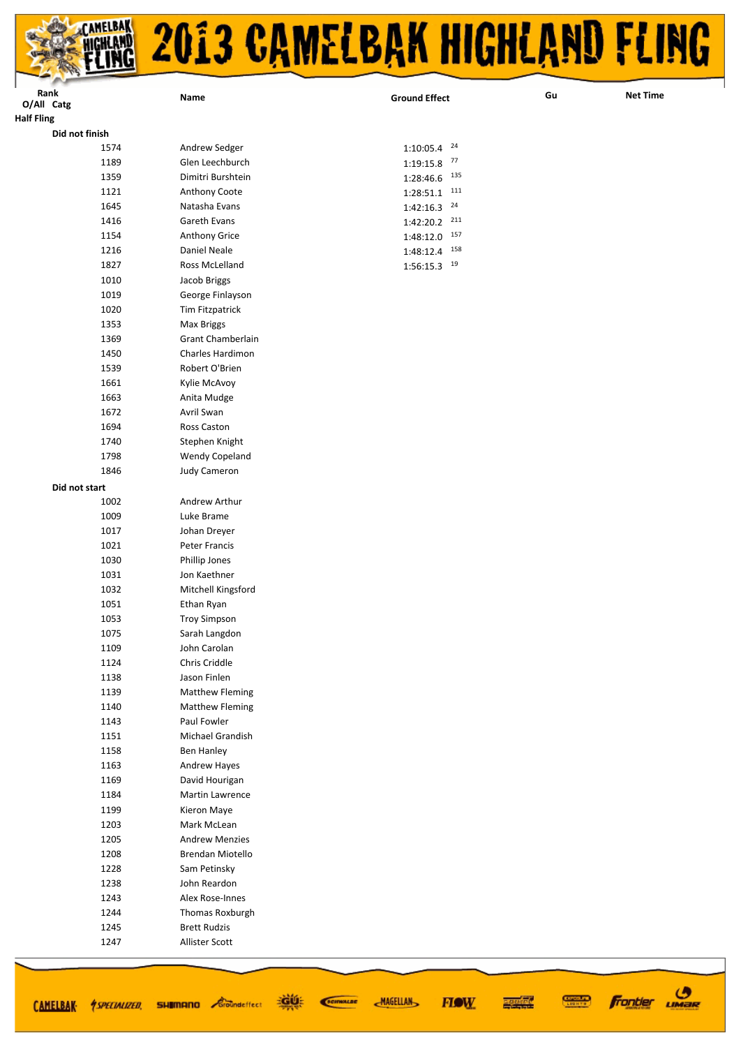# 2013 CAMELBAK HIGHLAND FLING

| Rank O/All | Catg | Name | Ground Effect | Gu | Net Time |
|---|---|---|---|---|---|
| **Half Fling** | | | | | |
| **Did not finish** | | | | | |
| 1574 | | Andrew Sedger | 1:10:05.4 24 | | |
| 1189 | | Glen Leechburch | 1:19:15.8 77 | | |
| 1359 | | Dimitri Burshtein | 1:28:46.6 135 | | |
| 1121 | | Anthony Coote | 1:28:51.1 111 | | |
| 1645 | | Natasha Evans | 1:42:16.3 24 | | |
| 1416 | | Gareth Evans | 1:42:20.2 211 | | |
| 1154 | | Anthony Grice | 1:48:12.0 157 | | |
| 1216 | | Daniel Neale | 1:48:12.4 158 | | |
| 1827 | | Ross McLelland | 1:56:15.3 19 | | |
| 1010 | | Jacob Briggs | | | |
| 1019 | | George Finlayson | | | |
| 1020 | | Tim Fitzpatrick | | | |
| 1353 | | Max Briggs | | | |
| 1369 | | Grant Chamberlain | | | |
| 1450 | | Charles Hardimon | | | |
| 1539 | | Robert O'Brien | | | |
| 1661 | | Kylie McAvoy | | | |
| 1663 | | Anita Mudge | | | |
| 1672 | | Avril Swan | | | |
| 1694 | | Ross Caston | | | |
| 1740 | | Stephen Knight | | | |
| 1798 | | Wendy Copeland | | | |
| 1846 | | Judy Cameron | | | |
| **Did not start** | | | | | |
| 1002 | | Andrew Arthur | | | |
| 1009 | | Luke Brame | | | |
| 1017 | | Johan Dreyer | | | |
| 1021 | | Peter Francis | | | |
| 1030 | | Phillip Jones | | | |
| 1031 | | Jon Kaethner | | | |
| 1032 | | Mitchell Kingsford | | | |
| 1051 | | Ethan Ryan | | | |
| 1053 | | Troy Simpson | | | |
| 1075 | | Sarah Langdon | | | |
| 1109 | | John Carolan | | | |
| 1124 | | Chris Criddle | | | |
| 1138 | | Jason Finlen | | | |
| 1139 | | Matthew Fleming | | | |
| 1140 | | Matthew Fleming | | | |
| 1143 | | Paul Fowler | | | |
| 1151 | | Michael Grandish | | | |
| 1158 | | Ben Hanley | | | |
| 1163 | | Andrew Hayes | | | |
| 1169 | | David Hourigan | | | |
| 1184 | | Martin Lawrence | | | |
| 1199 | | Kieron Maye | | | |
| 1203 | | Mark McLean | | | |
| 1205 | | Andrew Menzies | | | |
| 1208 | | Brendan Miotello | | | |
| 1228 | | Sam Petinsky | | | |
| 1238 | | John Reardon | | | |
| 1243 | | Alex Rose-Innes | | | |
| 1244 | | Thomas Roxburgh | | | |
| 1245 | | Brett Rudzis | | | |
| 1247 | | Allister Scott | | | |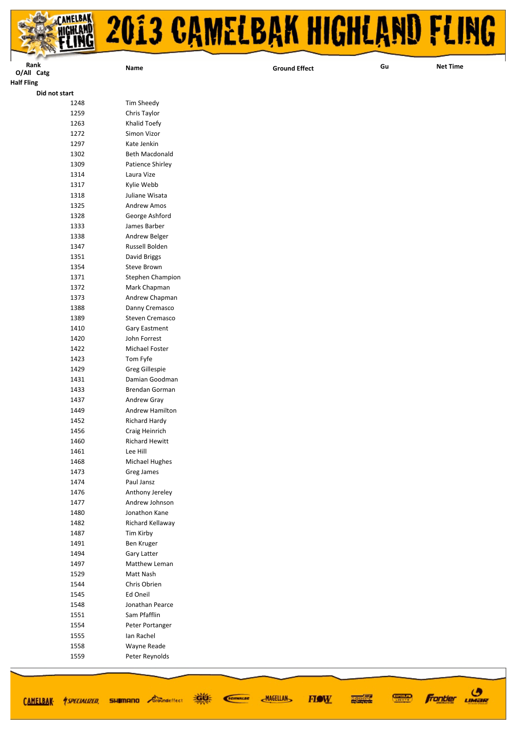# 2013 CAMELBAK HIGHLAND FLING

| Rank O/All | Catg | Name | Ground Effect | Gu | Net Time |
|---|---|---|---|---|---|
| **Half Fling** | | | | | |
| **Did not start** | | | | | |
| 1248 | | Tim Sheedy | | | |
| 1259 | | Chris Taylor | | | |
| 1263 | | Khalid Toefy | | | |
| 1272 | | Simon Vizor | | | |
| 1297 | | Kate Jenkin | | | |
| 1302 | | Beth Macdonald | | | |
| 1309 | | Patience Shirley | | | |
| 1314 | | Laura Vize | | | |
| 1317 | | Kylie Webb | | | |
| 1318 | | Juliane Wisata | | | |
| 1325 | | Andrew Amos | | | |
| 1328 | | George Ashford | | | |
| 1333 | | James Barber | | | |
| 1338 | | Andrew Belger | | | |
| 1347 | | Russell Bolden | | | |
| 1351 | | David Briggs | | | |
| 1354 | | Steve Brown | | | |
| 1371 | | Stephen Champion | | | |
| 1372 | | Mark Chapman | | | |
| 1373 | | Andrew Chapman | | | |
| 1388 | | Danny Cremasco | | | |
| 1389 | | Steven Cremasco | | | |
| 1410 | | Gary Eastment | | | |
| 1420 | | John Forrest | | | |
| 1422 | | Michael Foster | | | |
| 1423 | | Tom Fyfe | | | |
| 1429 | | Greg Gillespie | | | |
| 1431 | | Damian Goodman | | | |
| 1433 | | Brendan Gorman | | | |
| 1437 | | Andrew Gray | | | |
| 1449 | | Andrew Hamilton | | | |
| 1452 | | Richard Hardy | | | |
| 1456 | | Craig Heinrich | | | |
| 1460 | | Richard Hewitt | | | |
| 1461 | | Lee Hill | | | |
| 1468 | | Michael Hughes | | | |
| 1473 | | Greg James | | | |
| 1474 | | Paul Jansz | | | |
| 1476 | | Anthony Jereley | | | |
| 1477 | | Andrew Johnson | | | |
| 1480 | | Jonathon Kane | | | |
| 1482 | | Richard Kellaway | | | |
| 1487 | | Tim Kirby | | | |
| 1491 | | Ben Kruger | | | |
| 1494 | | Gary Latter | | | |
| 1497 | | Matthew Leman | | | |
| 1529 | | Matt Nash | | | |
| 1544 | | Chris Obrien | | | |
| 1545 | | Ed Oneil | | | |
| 1548 | | Jonathan Pearce | | | |
| 1551 | | Sam Pfafflin | | | |
| 1554 | | Peter Portanger | | | |
| 1555 | | Ian Rachel | | | |
| 1558 | | Wayne Reade | | | |
| 1559 | | Peter Reynolds | | | |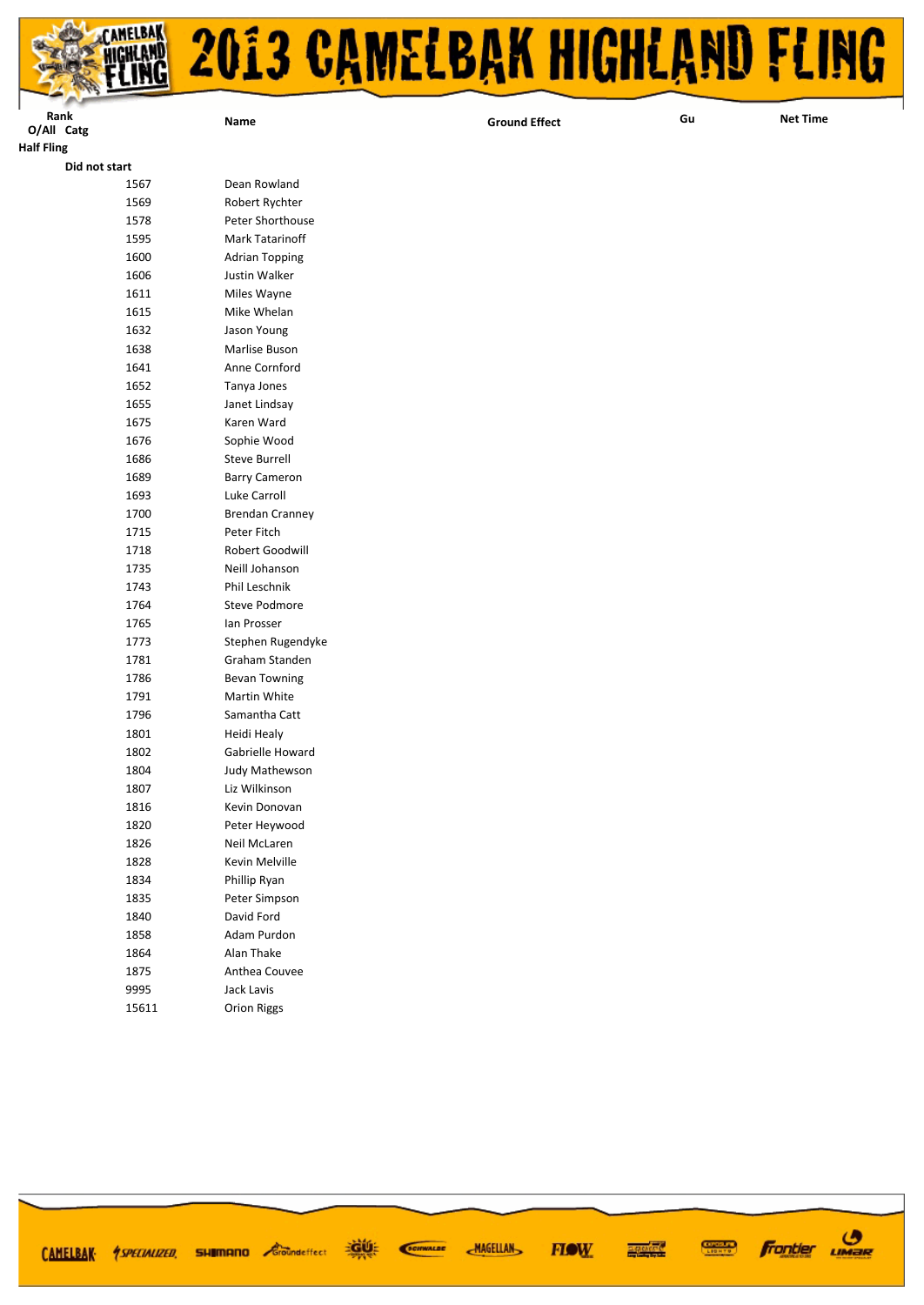# 2013 CAMELBAK HIGHLAND FLING

| Rank O/All | Catg | Name | Ground Effect | Gu | Net Time |
|---|---|---|---|---|---|
| **Half Fling** | | | | | |
| **Did not start** | | | | | |
| 1567 | | Dean Rowland | | | |
| 1569 | | Robert Rychter | | | |
| 1578 | | Peter Shorthouse | | | |
| 1595 | | Mark Tatarinoff | | | |
| 1600 | | Adrian Topping | | | |
| 1606 | | Justin Walker | | | |
| 1611 | | Miles Wayne | | | |
| 1615 | | Mike Whelan | | | |
| 1632 | | Jason Young | | | |
| 1638 | | Marlise Buson | | | |
| 1641 | | Anne Cornford | | | |
| 1652 | | Tanya Jones | | | |
| 1655 | | Janet Lindsay | | | |
| 1675 | | Karen Ward | | | |
| 1676 | | Sophie Wood | | | |
| 1686 | | Steve Burrell | | | |
| 1689 | | Barry Cameron | | | |
| 1693 | | Luke Carroll | | | |
| 1700 | | Brendan Cranney | | | |
| 1715 | | Peter Fitch | | | |
| 1718 | | Robert Goodwill | | | |
| 1735 | | Neill Johanson | | | |
| 1743 | | Phil Leschnik | | | |
| 1764 | | Steve Podmore | | | |
| 1765 | | Ian Prosser | | | |
| 1773 | | Stephen Rugendyke | | | |
| 1781 | | Graham Standen | | | |
| 1786 | | Bevan Towning | | | |
| 1791 | | Martin White | | | |
| 1796 | | Samantha Catt | | | |
| 1801 | | Heidi Healy | | | |
| 1802 | | Gabrielle Howard | | | |
| 1804 | | Judy Mathewson | | | |
| 1807 | | Liz Wilkinson | | | |
| 1816 | | Kevin Donovan | | | |
| 1820 | | Peter Heywood | | | |
| 1826 | | Neil McLaren | | | |
| 1828 | | Kevin Melville | | | |
| 1834 | | Phillip Ryan | | | |
| 1835 | | Peter Simpson | | | |
| 1840 | | David Ford | | | |
| 1858 | | Adam Purdon | | | |
| 1864 | | Alan Thake | | | |
| 1875 | | Anthea Couvee | | | |
| 9995 | | Jack Lavis | | | |
| 15611 | | Orion Riggs | | | |